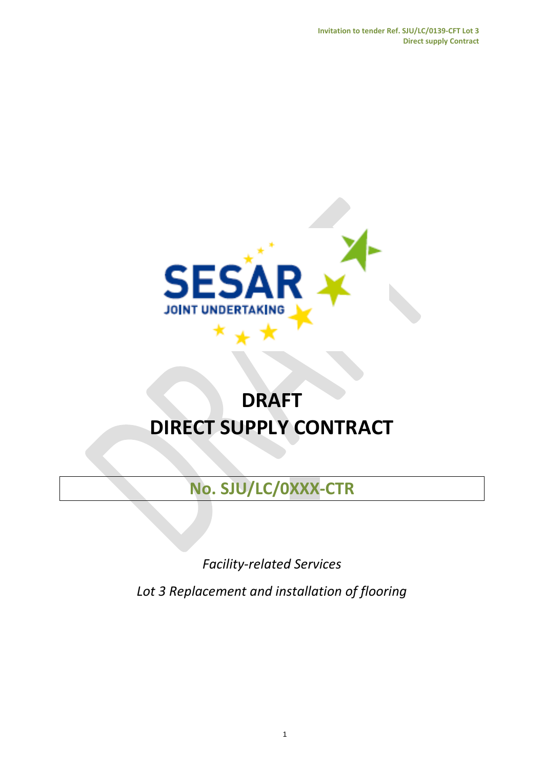# DRAFT
# DIRECT SUPPLY CONTRACT

## No. SJU/LC/0XXX-CTR

*Facility-related Services*

*Lot 3 Replacement and installation of flooring*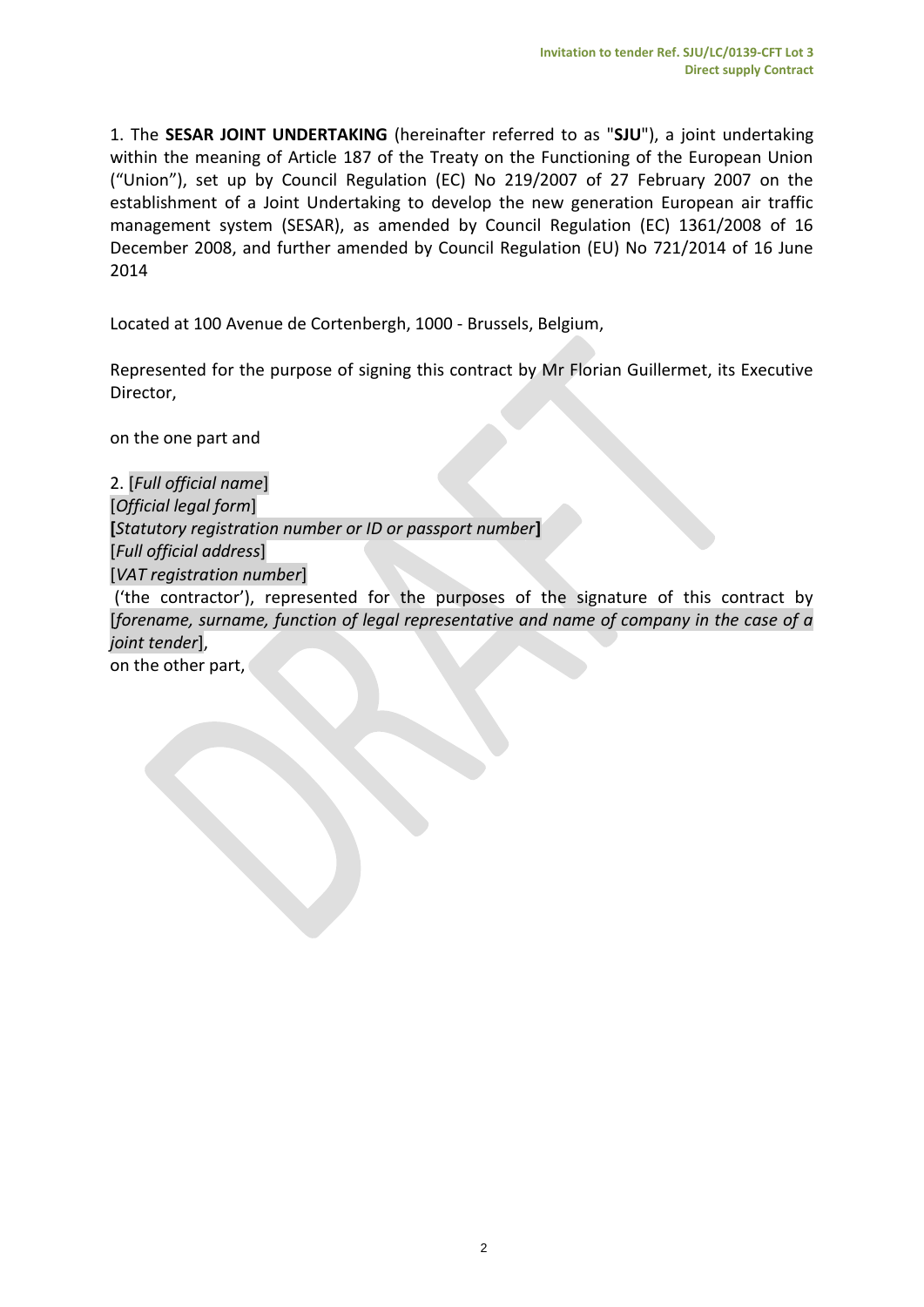1. The **SESAR JOINT UNDERTAKING** (hereinafter referred to as "**SJU**"), a joint undertaking within the meaning of Article 187 of the Treaty on the Functioning of the European Union ("Union"), set up by Council Regulation (EC) No 219/2007 of 27 February 2007 on the establishment of a Joint Undertaking to develop the new generation European air traffic management system (SESAR), as amended by Council Regulation (EC) 1361/2008 of 16 December 2008, and further amended by Council Regulation (EU) No 721/2014 of 16 June 2014

Located at 100 Avenue de Cortenbergh, 1000 - Brussels, Belgium,

Represented for the purpose of signing this contract by Mr Florian Guillermet, its Executive Director,

on the one part and

2. [*Full official name*]
[*Official legal form*]
**[***Statutory registration number or ID or passport number***]**
[*Full official address*]
[*VAT registration number*]
('the contractor'), represented for the purposes of the signature of this contract by [*forename, surname, function of legal representative and name of company in the case of a joint tender*],
on the other part,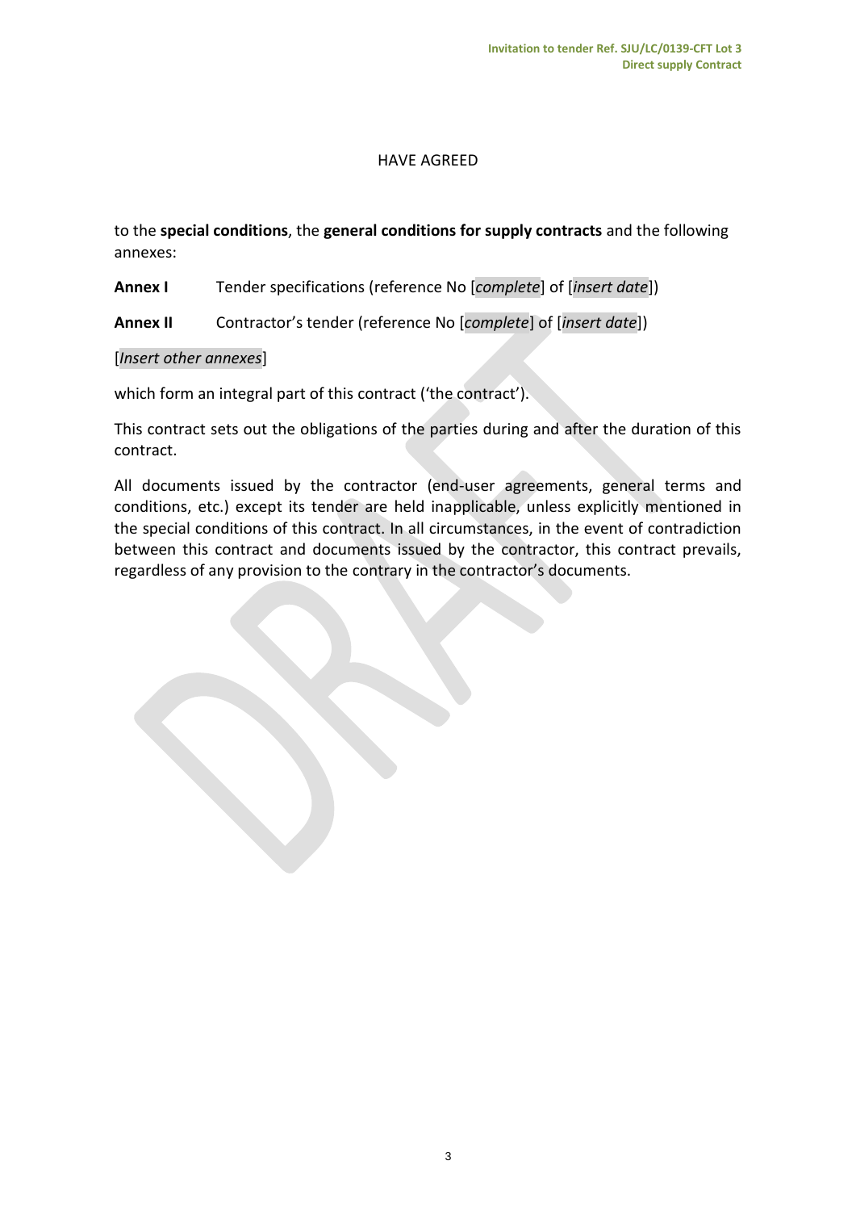HAVE AGREED

to the **special conditions**, the **general conditions for supply contracts** and the following annexes:

**Annex I** Tender specifications (reference No [*complete*] of [*insert date*])

**Annex II** Contractor's tender (reference No [*complete*] of [*insert date*])

[*Insert other annexes*]

which form an integral part of this contract ('the contract').

This contract sets out the obligations of the parties during and after the duration of this contract.

All documents issued by the contractor (end-user agreements, general terms and conditions, etc.) except its tender are held inapplicable, unless explicitly mentioned in the special conditions of this contract. In all circumstances, in the event of contradiction between this contract and documents issued by the contractor, this contract prevails, regardless of any provision to the contrary in the contractor's documents.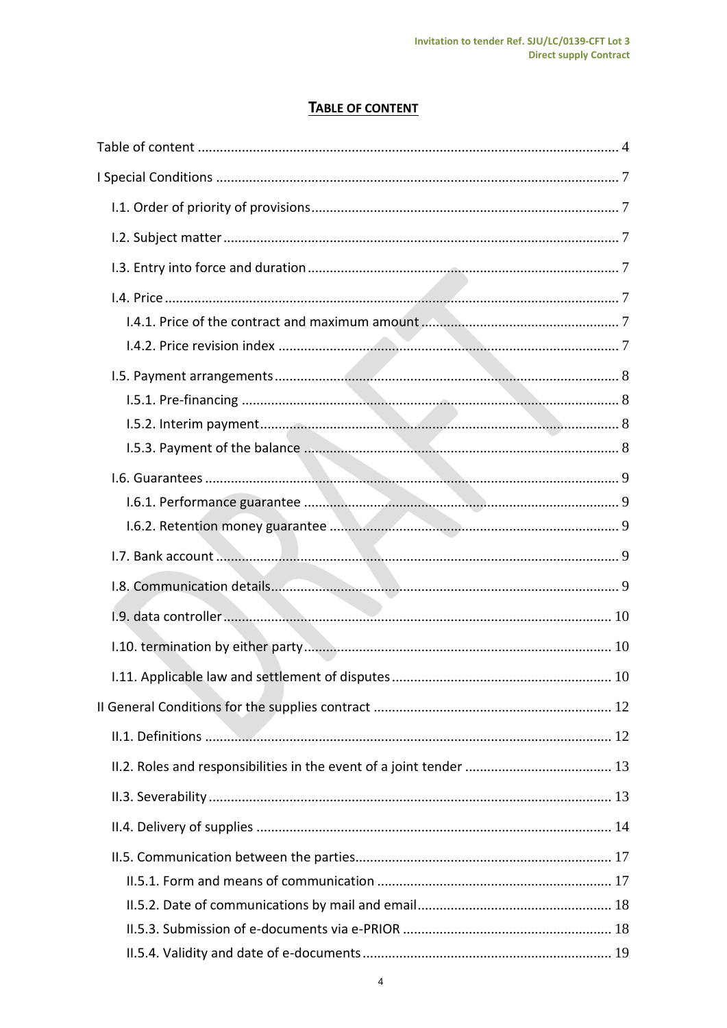# TABLE OF CONTENT

Table of content ........................................................................................................ 4

I Special Conditions ..................................................................................................... 7

I.1. Order of priority of provisions .............................................................................. 7

I.2. Subject matter ...................................................................................................... 7

I.3. Entry into force and duration ................................................................................ 7

I.4. Price ...................................................................................................................... 7

I.4.1. Price of the contract and maximum amount ...................................................... 7

I.4.2. Price revision index ............................................................................................ 7

I.5. Payment arrangements ......................................................................................... 8

I.5.1. Pre-financing ...................................................................................................... 8

I.5.2. Interim payment ................................................................................................. 8

I.5.3. Payment of the balance ...................................................................................... 8

I.6. Guarantees ............................................................................................................ 9

I.6.1. Performance guarantee ..................................................................................... 9

I.6.2. Retention money guarantee .............................................................................. 9

I.7. Bank account ......................................................................................................... 9

I.8. Communication details .......................................................................................... 9

I.9. data controller ..................................................................................................... 10

I.10. termination by either party ............................................................................... 10

I.11. Applicable law and settlement of disputes ........................................................ 10

II General Conditions for the supplies contract ........................................................... 12

II.1. Definitions .......................................................................................................... 12

II.2. Roles and responsibilities in the event of a joint tender ..................................... 13

II.3. Severability ......................................................................................................... 13

II.4. Delivery of supplies ............................................................................................ 14

II.5. Communication between the parties .................................................................. 17

II.5.1. Form and means of communication ............................................................... 17

II.5.2. Date of communications by mail and email ..................................................... 18

II.5.3. Submission of e-documents via e-PRIOR ......................................................... 18

II.5.4. Validity and date of e-documents ................................................................... 19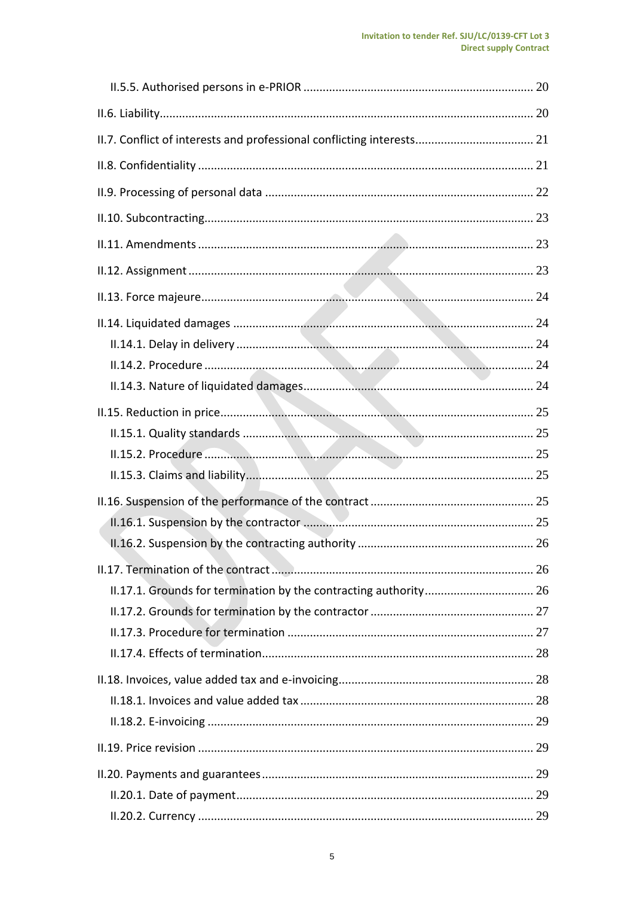II.5.5. Authorised persons in e-PRIOR ........................................................................ 20

II.6. Liability........................................................................................................... 20

II.7. Conflict of interests and professional conflicting interests..................................... 21

II.8. Confidentiality ................................................................................................ 21

II.9. Processing of personal data ............................................................................. 22

II.10. Subcontracting............................................................................................... 23

II.11. Amendments ................................................................................................. 23

II.12. Assignment ................................................................................................... 23

II.13. Force majeure................................................................................................ 24

II.14. Liquidated damages ........................................................................................ 24

II.14.1. Delay in delivery ......................................................................................... 24

II.14.2. Procedure .................................................................................................. 24

II.14.3. Nature of liquidated damages....................................................................... 24

II.15. Reduction in price........................................................................................... 25

II.15.1. Quality standards ........................................................................................ 25

II.15.2. Procedure .................................................................................................. 25

II.15.3. Claims and liability....................................................................................... 25

II.16. Suspension of the performance of the contract .................................................. 25

II.16.1. Suspension by the contractor ....................................................................... 25

II.16.2. Suspension by the contracting authority ....................................................... 26

II.17. Termination of the contract .............................................................................. 26

II.17.1. Grounds for termination by the contracting authority....................................... 26

II.17.2. Grounds for termination by the contractor ..................................................... 27

II.17.3. Procedure for termination ............................................................................ 27

II.17.4. Effects of termination.................................................................................... 28

II.18. Invoices, value added tax and e-invoicing........................................................... 28

II.18.1. Invoices and value added tax ....................................................................... 28

II.18.2. E-invoicing ................................................................................................. 29

II.19. Price revision ................................................................................................. 29

II.20. Payments and guarantees................................................................................ 29

II.20.1. Date of payment........................................................................................... 29

II.20.2. Currency .................................................................................................... 29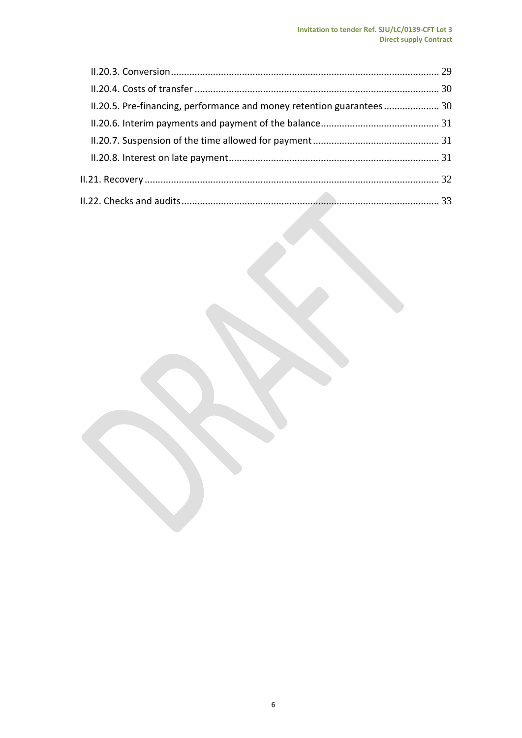II.20.3. Conversion ........ 29

II.20.4. Costs of transfer ........ 30

II.20.5. Pre-financing, performance and money retention guarantees ........ 30

II.20.6. Interim payments and payment of the balance ........ 31

II.20.7. Suspension of the time allowed for payment ........ 31

II.20.8. Interest on late payment ........ 31

II.21. Recovery ........ 32

II.22. Checks and audits ........ 33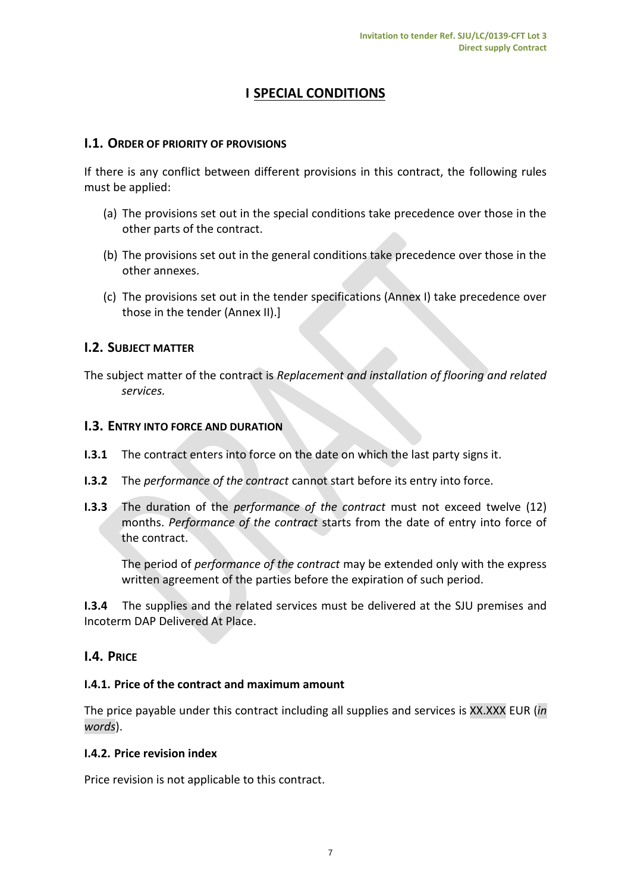# I SPECIAL CONDITIONS

## I.1. ORDER OF PRIORITY OF PROVISIONS

If there is any conflict between different provisions in this contract, the following rules must be applied:

(a) The provisions set out in the special conditions take precedence over those in the other parts of the contract.

(b) The provisions set out in the general conditions take precedence over those in the other annexes.

(c) The provisions set out in the tender specifications (Annex I) take precedence over those in the tender (Annex II).]

## I.2. SUBJECT MATTER

The subject matter of the contract is *Replacement and installation of flooring and related services.*

## I.3. ENTRY INTO FORCE AND DURATION

**I.3.1** The contract enters into force on the date on which the last party signs it.

**I.3.2** The *performance of the contract* cannot start before its entry into force.

**I.3.3** The duration of the *performance of the contract* must not exceed twelve (12) months. *Performance of the contract* starts from the date of entry into force of the contract.

The period of *performance of the contract* may be extended only with the express written agreement of the parties before the expiration of such period.

**I.3.4** The supplies and the related services must be delivered at the SJU premises and Incoterm DAP Delivered At Place.

## I.4. PRICE

### I.4.1. Price of the contract and maximum amount

The price payable under this contract including all supplies and services is XX.XXX EUR (*in words*).

### I.4.2. Price revision index

Price revision is not applicable to this contract.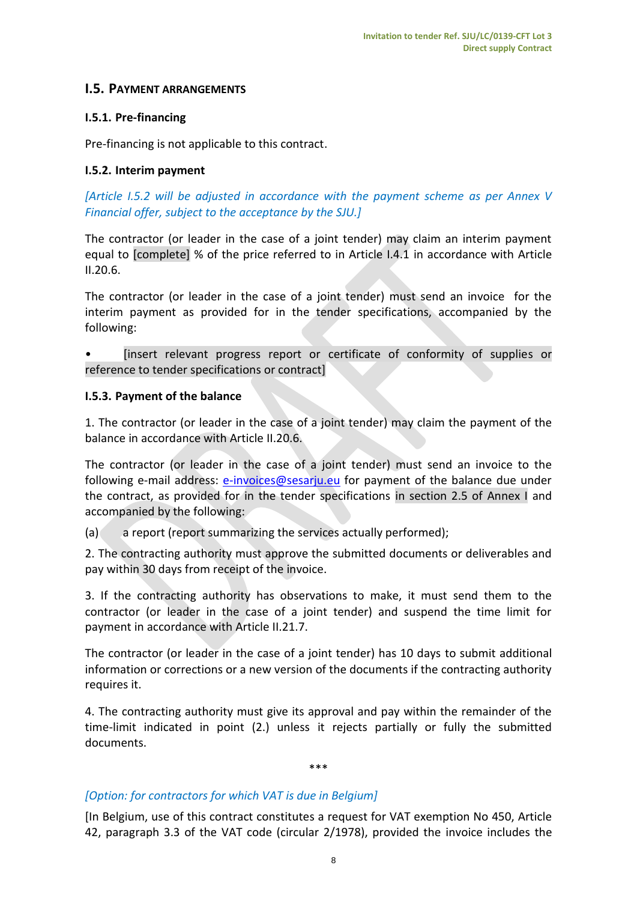## I.5. Payment arrangements

### I.5.1. Pre-financing

Pre-financing is not applicable to this contract.

### I.5.2. Interim payment

*[Article I.5.2 will be adjusted in accordance with the payment scheme as per Annex V Financial offer, subject to the acceptance by the SJU.]*

The contractor (or leader in the case of a joint tender) may claim an interim payment equal to [complete] % of the price referred to in Article I.4.1 in accordance with Article II.20.6.

The contractor (or leader in the case of a joint tender) must send an invoice for the interim payment as provided for in the tender specifications, accompanied by the following:

- [insert relevant progress report or certificate of conformity of supplies or reference to tender specifications or contract]

### I.5.3. Payment of the balance

1. The contractor (or leader in the case of a joint tender) may claim the payment of the balance in accordance with Article II.20.6.

The contractor (or leader in the case of a joint tender) must send an invoice to the following e-mail address: e-invoices@sesarju.eu for payment of the balance due under the contract, as provided for in the tender specifications in section 2.5 of Annex I and accompanied by the following:

(a) a report (report summarizing the services actually performed);

2. The contracting authority must approve the submitted documents or deliverables and pay within 30 days from receipt of the invoice.

3. If the contracting authority has observations to make, it must send them to the contractor (or leader in the case of a joint tender) and suspend the time limit for payment in accordance with Article II.21.7.

The contractor (or leader in the case of a joint tender) has 10 days to submit additional information or corrections or a new version of the documents if the contracting authority requires it.

4. The contracting authority must give its approval and pay within the remainder of the time-limit indicated in point (2.) unless it rejects partially or fully the submitted documents.

***

*[Option: for contractors for which VAT is due in Belgium]*

[In Belgium, use of this contract constitutes a request for VAT exemption No 450, Article 42, paragraph 3.3 of the VAT code (circular 2/1978), provided the invoice includes the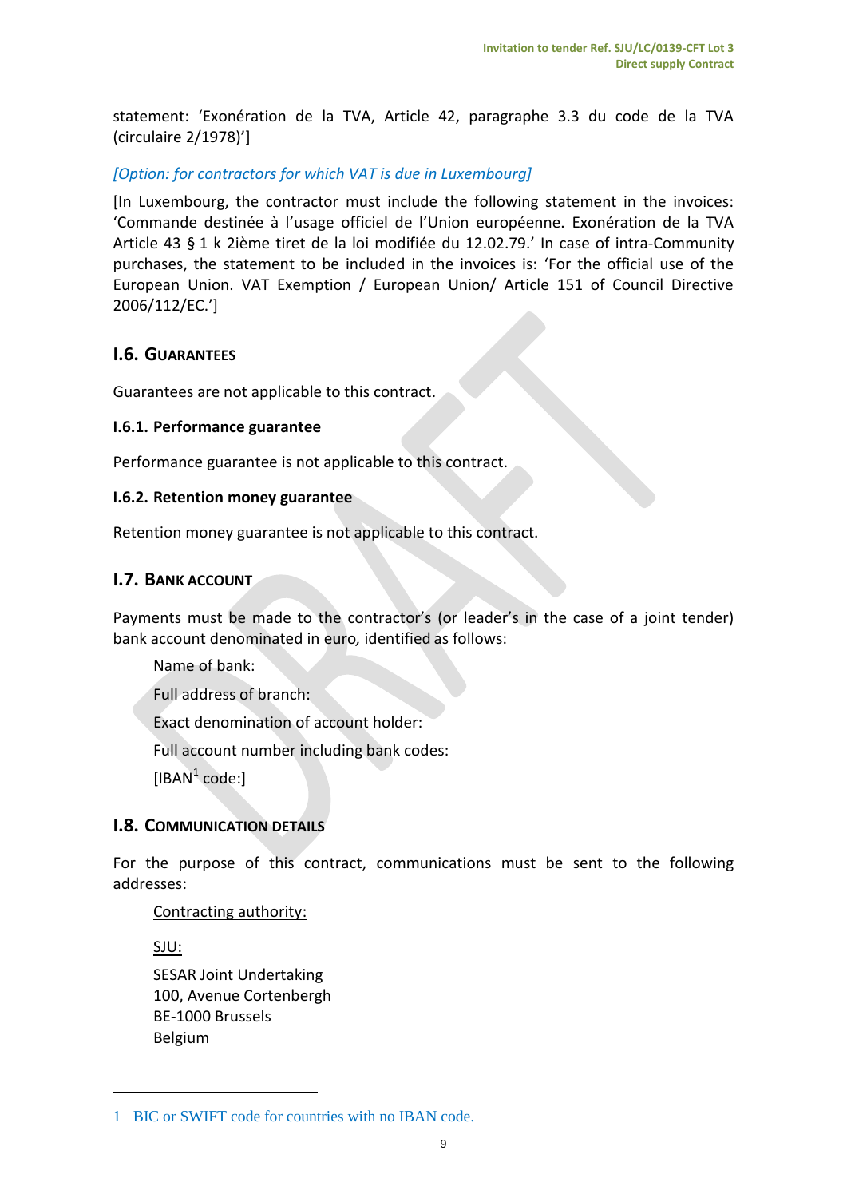statement: 'Exonération de la TVA, Article 42, paragraphe 3.3 du code de la TVA (circulaire 2/1978)']

*[Option: for contractors for which VAT is due in Luxembourg]*

[In Luxembourg, the contractor must include the following statement in the invoices: 'Commande destinée à l'usage officiel de l'Union européenne. Exonération de la TVA Article 43 § 1 k 2ième tiret de la loi modifiée du 12.02.79.' In case of intra-Community purchases, the statement to be included in the invoices is: 'For the official use of the European Union. VAT Exemption / European Union/ Article 151 of Council Directive 2006/112/EC.']

## I.6. GUARANTEES

Guarantees are not applicable to this contract.

### I.6.1. Performance guarantee

Performance guarantee is not applicable to this contract.

### I.6.2. Retention money guarantee

Retention money guarantee is not applicable to this contract.

## I.7. BANK ACCOUNT

Payments must be made to the contractor's (or leader's in the case of a joint tender) bank account denominated in euro, identified as follows:

Name of bank:

Full address of branch:

Exact denomination of account holder:

Full account number including bank codes:

[IBAN[1] code:]

## I.8. COMMUNICATION DETAILS

For the purpose of this contract, communications must be sent to the following addresses:

Contracting authority:

SJU:

SESAR Joint Undertaking
100, Avenue Cortenbergh
BE-1000 Brussels
Belgium

---

1 BIC or SWIFT code for countries with no IBAN code.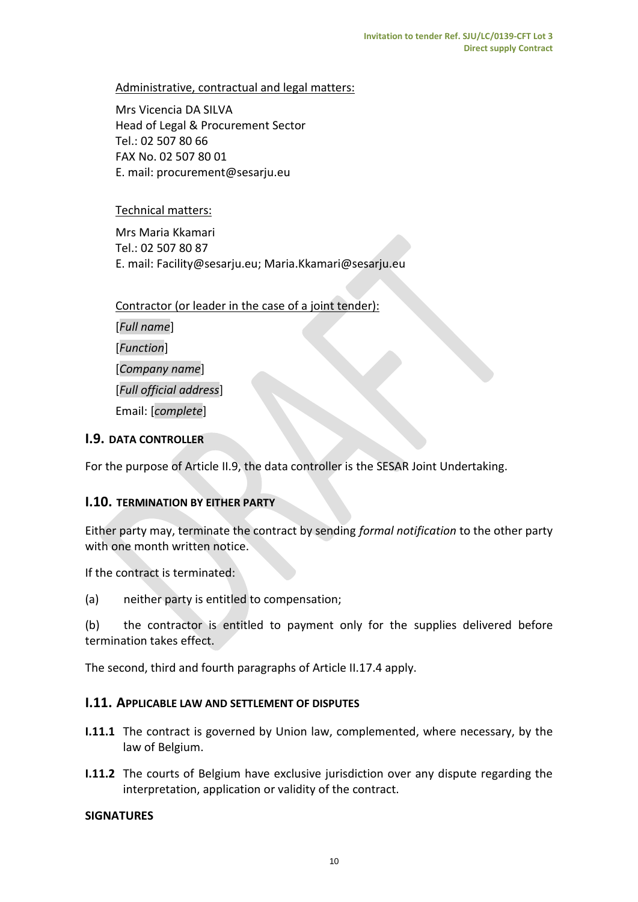Administrative, contractual and legal matters:

Mrs Vicencia DA SILVA
Head of Legal & Procurement Sector
Tel.: 02 507 80 66
FAX No. 02 507 80 01
E. mail: procurement@sesarju.eu

Technical matters:

Mrs Maria Kkamari
Tel.: 02 507 80 87
E. mail: Facility@sesarju.eu; Maria.Kkamari@sesarju.eu

Contractor (or leader in the case of a joint tender):

[*Full name*]

[*Function*]

[*Company name*]

[*Full official address*]

Email: [*complete*]

## I.9. DATA CONTROLLER

For the purpose of Article II.9, the data controller is the SESAR Joint Undertaking.

## I.10. TERMINATION BY EITHER PARTY

Either party may, terminate the contract by sending *formal notification* to the other party with one month written notice.

If the contract is terminated:

(a) neither party is entitled to compensation;

(b) the contractor is entitled to payment only for the supplies delivered before termination takes effect.

The second, third and fourth paragraphs of Article II.17.4 apply.

## I.11. APPLICABLE LAW AND SETTLEMENT OF DISPUTES

**I.11.1** The contract is governed by Union law, complemented, where necessary, by the law of Belgium.

**I.11.2** The courts of Belgium have exclusive jurisdiction over any dispute regarding the interpretation, application or validity of the contract.

**SIGNATURES**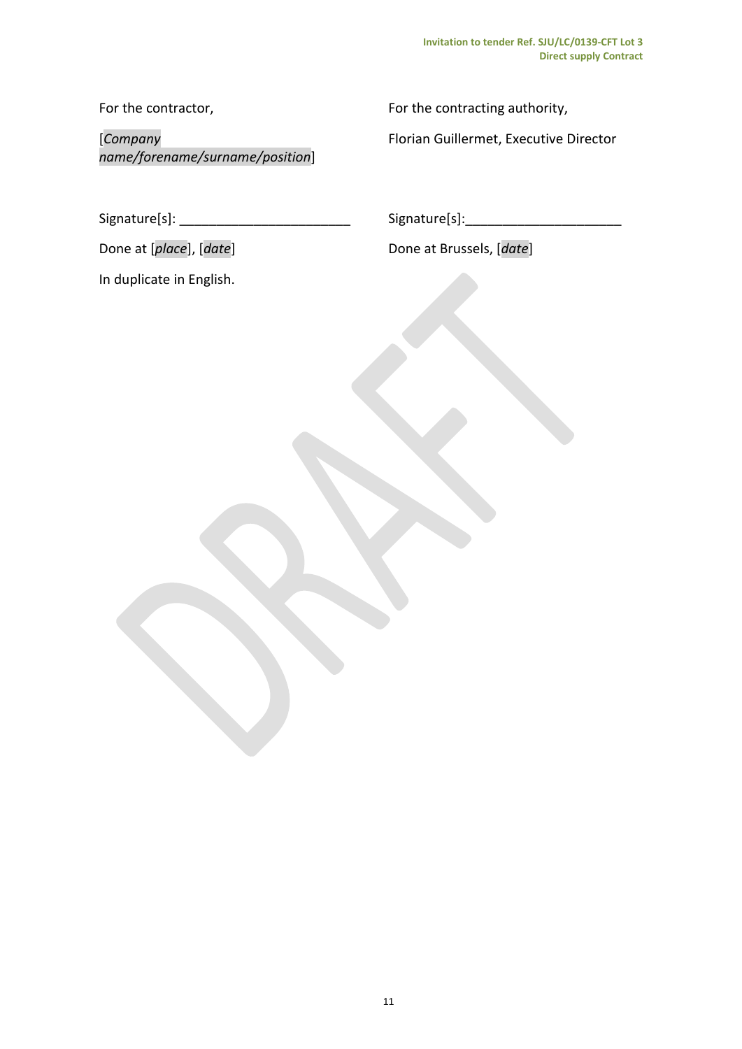| For the contractor, | For the contracting authority, |
| --- | --- |
| [*Company name/forename/surname/position*] | Florian Guillermet, Executive Director |
| Signature[s]: _______________________ | Signature[s]:_____________________ |
| Done at [*place*], [*date*] | Done at Brussels, [*date*] |

In duplicate in English.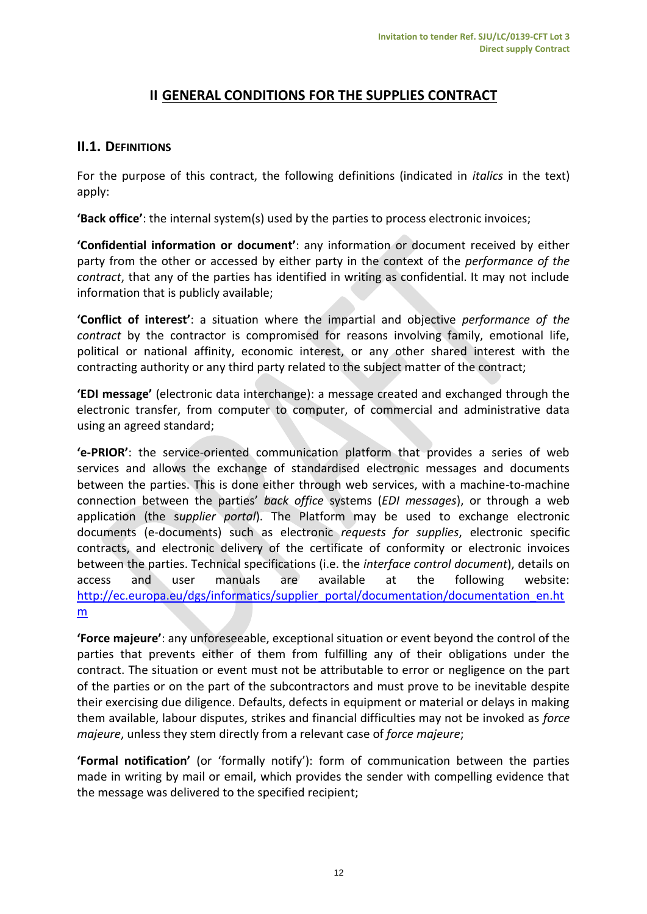# II GENERAL CONDITIONS FOR THE SUPPLIES CONTRACT

## II.1. DEFINITIONS

For the purpose of this contract, the following definitions (indicated in *italics* in the text) apply:

**'Back office'**: the internal system(s) used by the parties to process electronic invoices;

**'Confidential information or document'**: any information or document received by either party from the other or accessed by either party in the context of the *performance of the contract*, that any of the parties has identified in writing as confidential. It may not include information that is publicly available;

**'Conflict of interest'**: a situation where the impartial and objective *performance of the contract* by the contractor is compromised for reasons involving family, emotional life, political or national affinity, economic interest, or any other shared interest with the contracting authority or any third party related to the subject matter of the contract;

**'EDI message'** (electronic data interchange): a message created and exchanged through the electronic transfer, from computer to computer, of commercial and administrative data using an agreed standard;

**'e-PRIOR'**: the service-oriented communication platform that provides a series of web services and allows the exchange of standardised electronic messages and documents between the parties. This is done either through web services, with a machine-to-machine connection between the parties' *back office* systems (*EDI messages*), or through a web application (the *supplier portal*). The Platform may be used to exchange electronic documents (e-documents) such as electronic *requests for supplies*, electronic specific contracts, and electronic delivery of the certificate of conformity or electronic invoices between the parties. Technical specifications (i.e. the *interface control document*), details on access and user manuals are available at the following website: http://ec.europa.eu/dgs/informatics/supplier_portal/documentation/documentation_en.htm

**'Force majeure'**: any unforeseeable, exceptional situation or event beyond the control of the parties that prevents either of them from fulfilling any of their obligations under the contract. The situation or event must not be attributable to error or negligence on the part of the parties or on the part of the subcontractors and must prove to be inevitable despite their exercising due diligence. Defaults, defects in equipment or material or delays in making them available, labour disputes, strikes and financial difficulties may not be invoked as *force majeure*, unless they stem directly from a relevant case of *force majeure*;

**'Formal notification'** (or 'formally notify'): form of communication between the parties made in writing by mail or email, which provides the sender with compelling evidence that the message was delivered to the specified recipient;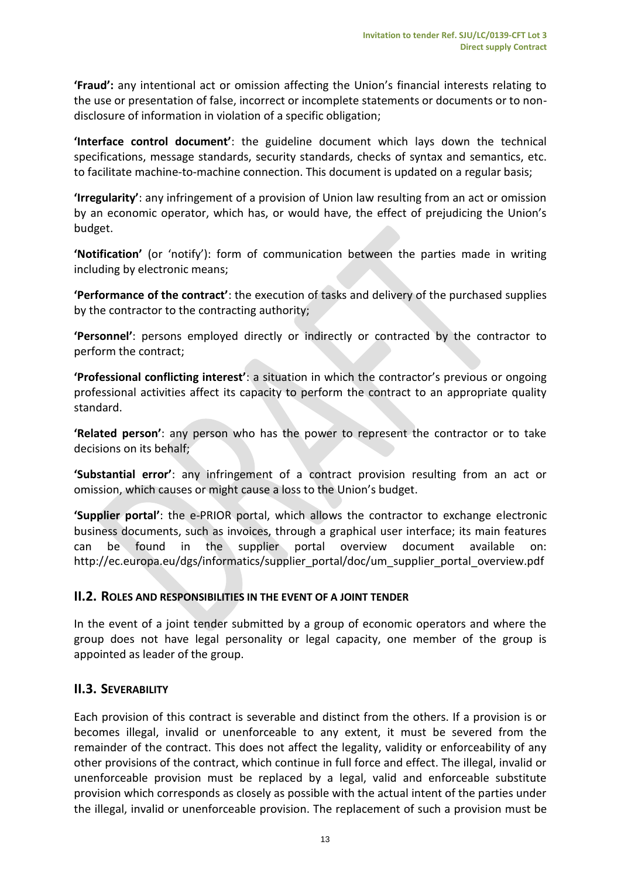**'Fraud':** any intentional act or omission affecting the Union's financial interests relating to the use or presentation of false, incorrect or incomplete statements or documents or to non-disclosure of information in violation of a specific obligation;

**'Interface control document'**: the guideline document which lays down the technical specifications, message standards, security standards, checks of syntax and semantics, etc. to facilitate machine-to-machine connection. This document is updated on a regular basis;

**'Irregularity'**: any infringement of a provision of Union law resulting from an act or omission by an economic operator, which has, or would have, the effect of prejudicing the Union's budget.

**'Notification'** (or 'notify'): form of communication between the parties made in writing including by electronic means;

**'Performance of the contract'**: the execution of tasks and delivery of the purchased supplies by the contractor to the contracting authority;

**'Personnel'**: persons employed directly or indirectly or contracted by the contractor to perform the contract;

**'Professional conflicting interest'**: a situation in which the contractor's previous or ongoing professional activities affect its capacity to perform the contract to an appropriate quality standard.

**'Related person'**: any person who has the power to represent the contractor or to take decisions on its behalf;

**'Substantial error'**: any infringement of a contract provision resulting from an act or omission, which causes or might cause a loss to the Union's budget.

**'Supplier portal'**: the e-PRIOR portal, which allows the contractor to exchange electronic business documents, such as invoices, through a graphical user interface; its main features can be found in the supplier portal overview document available on: http://ec.europa.eu/dgs/informatics/supplier_portal/doc/um_supplier_portal_overview.pdf

## II.2. Roles and responsibilities in the event of a joint tender

In the event of a joint tender submitted by a group of economic operators and where the group does not have legal personality or legal capacity, one member of the group is appointed as leader of the group.

## II.3. Severability

Each provision of this contract is severable and distinct from the others. If a provision is or becomes illegal, invalid or unenforceable to any extent, it must be severed from the remainder of the contract. This does not affect the legality, validity or enforceability of any other provisions of the contract, which continue in full force and effect. The illegal, invalid or unenforceable provision must be replaced by a legal, valid and enforceable substitute provision which corresponds as closely as possible with the actual intent of the parties under the illegal, invalid or unenforceable provision. The replacement of such a provision must be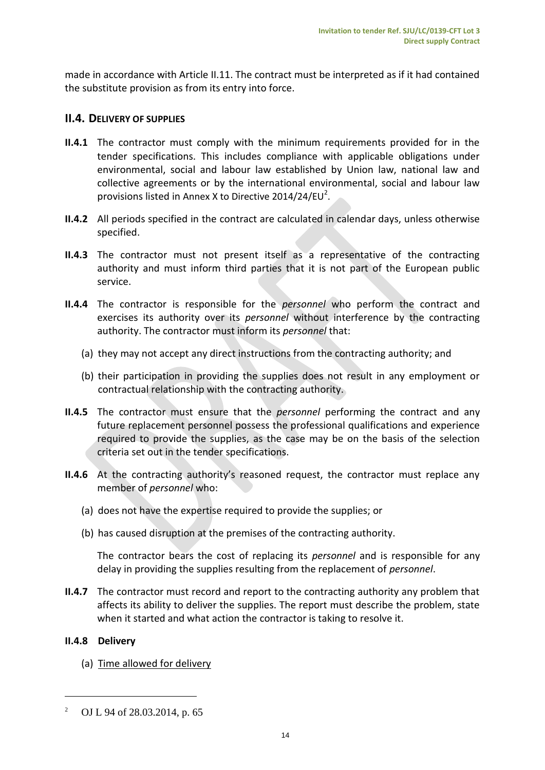made in accordance with Article II.11. The contract must be interpreted as if it had contained the substitute provision as from its entry into force.

## II.4. DELIVERY OF SUPPLIES

**II.4.1** The contractor must comply with the minimum requirements provided for in the tender specifications. This includes compliance with applicable obligations under environmental, social and labour law established by Union law, national law and collective agreements or by the international environmental, social and labour law provisions listed in Annex X to Directive 2014/24/EU[2].

**II.4.2** All periods specified in the contract are calculated in calendar days, unless otherwise specified.

**II.4.3** The contractor must not present itself as a representative of the contracting authority and must inform third parties that it is not part of the European public service.

**II.4.4** The contractor is responsible for the *personnel* who perform the contract and exercises its authority over its *personnel* without interference by the contracting authority. The contractor must inform its *personnel* that:

(a) they may not accept any direct instructions from the contracting authority; and

(b) their participation in providing the supplies does not result in any employment or contractual relationship with the contracting authority.

**II.4.5** The contractor must ensure that the *personnel* performing the contract and any future replacement personnel possess the professional qualifications and experience required to provide the supplies, as the case may be on the basis of the selection criteria set out in the tender specifications.

**II.4.6** At the contracting authority's reasoned request, the contractor must replace any member of *personnel* who:

(a) does not have the expertise required to provide the supplies; or

(b) has caused disruption at the premises of the contracting authority.

The contractor bears the cost of replacing its *personnel* and is responsible for any delay in providing the supplies resulting from the replacement of *personnel*.

**II.4.7** The contractor must record and report to the contracting authority any problem that affects its ability to deliver the supplies. The report must describe the problem, state when it started and what action the contractor is taking to resolve it.

**II.4.8 Delivery**

(a) Time allowed for delivery

---

[2] OJ L 94 of 28.03.2014, p. 65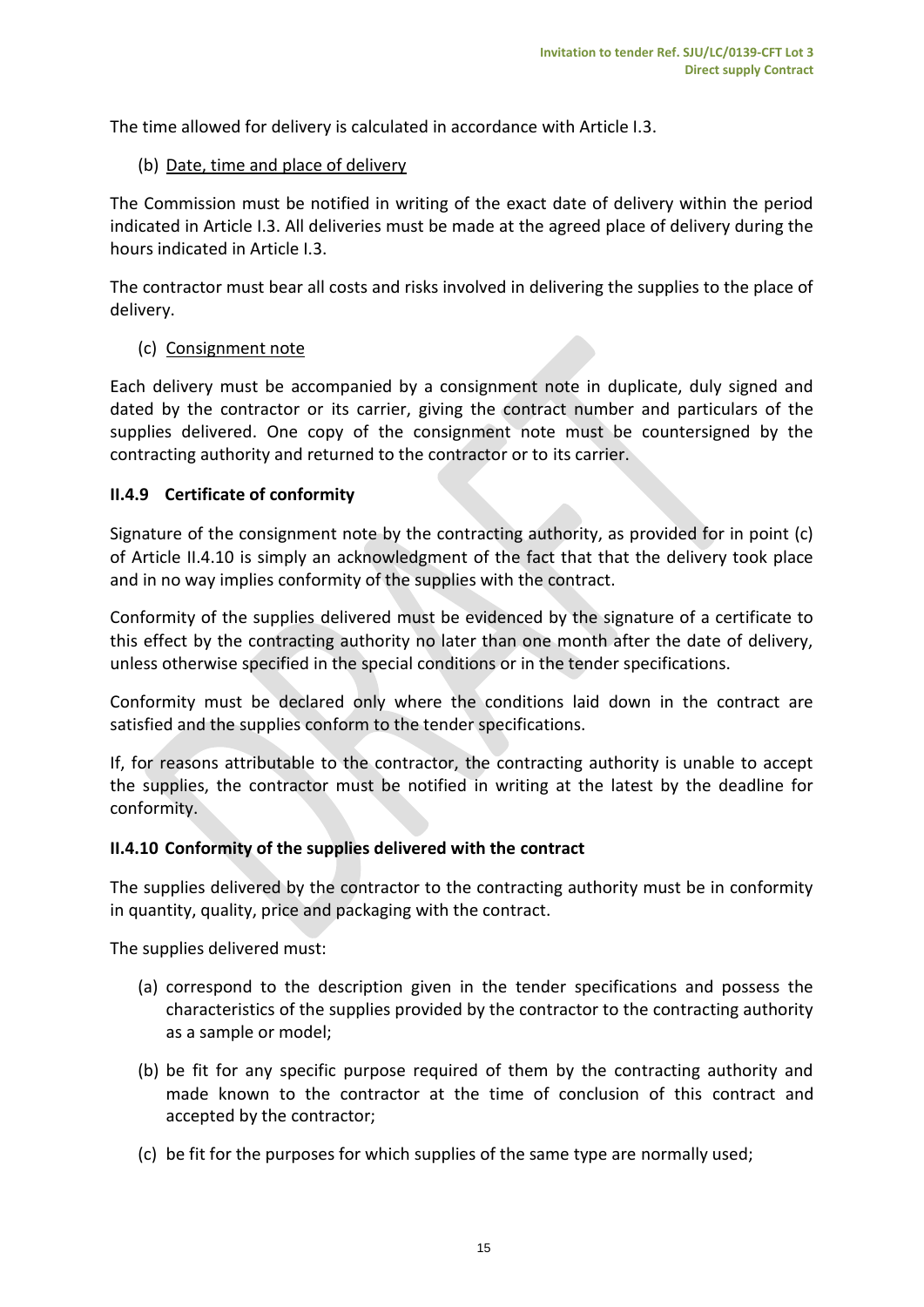The time allowed for delivery is calculated in accordance with Article I.3.

(b) Date, time and place of delivery

The Commission must be notified in writing of the exact date of delivery within the period indicated in Article I.3. All deliveries must be made at the agreed place of delivery during the hours indicated in Article I.3.

The contractor must bear all costs and risks involved in delivering the supplies to the place of delivery.

(c) Consignment note

Each delivery must be accompanied by a consignment note in duplicate, duly signed and dated by the contractor or its carrier, giving the contract number and particulars of the supplies delivered. One copy of the consignment note must be countersigned by the contracting authority and returned to the contractor or to its carrier.

### II.4.9 Certificate of conformity

Signature of the consignment note by the contracting authority, as provided for in point (c) of Article II.4.10 is simply an acknowledgment of the fact that that the delivery took place and in no way implies conformity of the supplies with the contract.

Conformity of the supplies delivered must be evidenced by the signature of a certificate to this effect by the contracting authority no later than one month after the date of delivery, unless otherwise specified in the special conditions or in the tender specifications.

Conformity must be declared only where the conditions laid down in the contract are satisfied and the supplies conform to the tender specifications.

If, for reasons attributable to the contractor, the contracting authority is unable to accept the supplies, the contractor must be notified in writing at the latest by the deadline for conformity.

### II.4.10 Conformity of the supplies delivered with the contract

The supplies delivered by the contractor to the contracting authority must be in conformity in quantity, quality, price and packaging with the contract.

The supplies delivered must:

(a) correspond to the description given in the tender specifications and possess the characteristics of the supplies provided by the contractor to the contracting authority as a sample or model;

(b) be fit for any specific purpose required of them by the contracting authority and made known to the contractor at the time of conclusion of this contract and accepted by the contractor;

(c) be fit for the purposes for which supplies of the same type are normally used;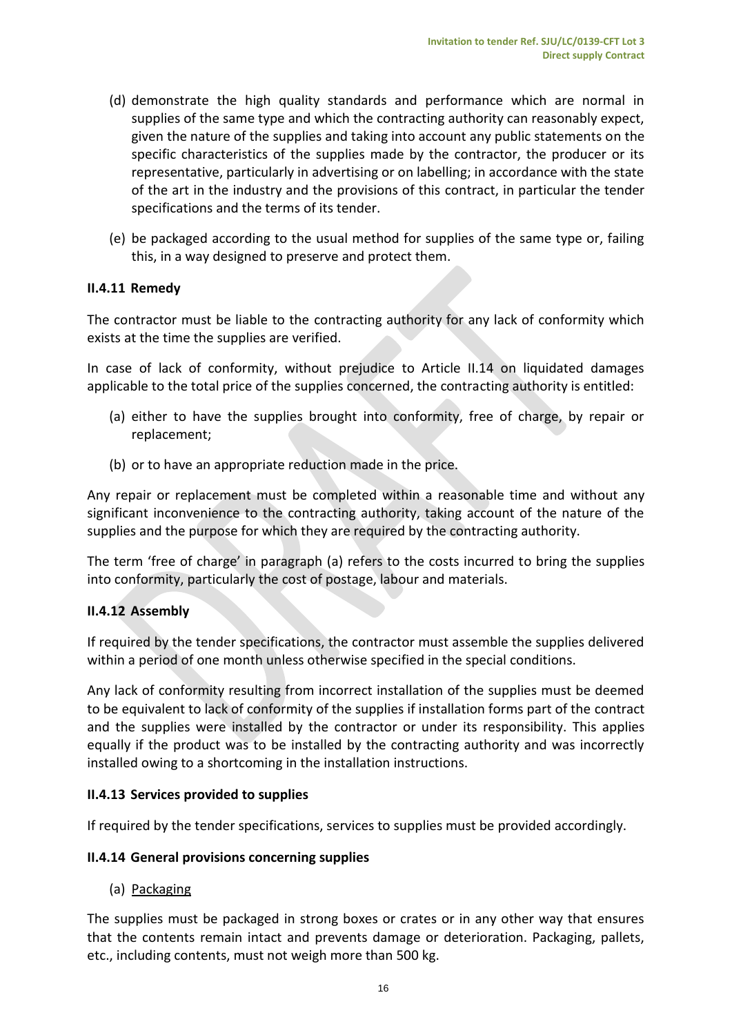(d) demonstrate the high quality standards and performance which are normal in supplies of the same type and which the contracting authority can reasonably expect, given the nature of the supplies and taking into account any public statements on the specific characteristics of the supplies made by the contractor, the producer or its representative, particularly in advertising or on labelling; in accordance with the state of the art in the industry and the provisions of this contract, in particular the tender specifications and the terms of its tender.

(e) be packaged according to the usual method for supplies of the same type or, failing this, in a way designed to preserve and protect them.

### II.4.11 Remedy

The contractor must be liable to the contracting authority for any lack of conformity which exists at the time the supplies are verified.

In case of lack of conformity, without prejudice to Article II.14 on liquidated damages applicable to the total price of the supplies concerned, the contracting authority is entitled:

(a) either to have the supplies brought into conformity, free of charge, by repair or replacement;

(b) or to have an appropriate reduction made in the price.

Any repair or replacement must be completed within a reasonable time and without any significant inconvenience to the contracting authority, taking account of the nature of the supplies and the purpose for which they are required by the contracting authority.

The term 'free of charge' in paragraph (a) refers to the costs incurred to bring the supplies into conformity, particularly the cost of postage, labour and materials.

### II.4.12 Assembly

If required by the tender specifications, the contractor must assemble the supplies delivered within a period of one month unless otherwise specified in the special conditions.

Any lack of conformity resulting from incorrect installation of the supplies must be deemed to be equivalent to lack of conformity of the supplies if installation forms part of the contract and the supplies were installed by the contractor or under its responsibility. This applies equally if the product was to be installed by the contracting authority and was incorrectly installed owing to a shortcoming in the installation instructions.

### II.4.13 Services provided to supplies

If required by the tender specifications, services to supplies must be provided accordingly.

### II.4.14 General provisions concerning supplies

(a) Packaging

The supplies must be packaged in strong boxes or crates or in any other way that ensures that the contents remain intact and prevents damage or deterioration. Packaging, pallets, etc., including contents, must not weigh more than 500 kg.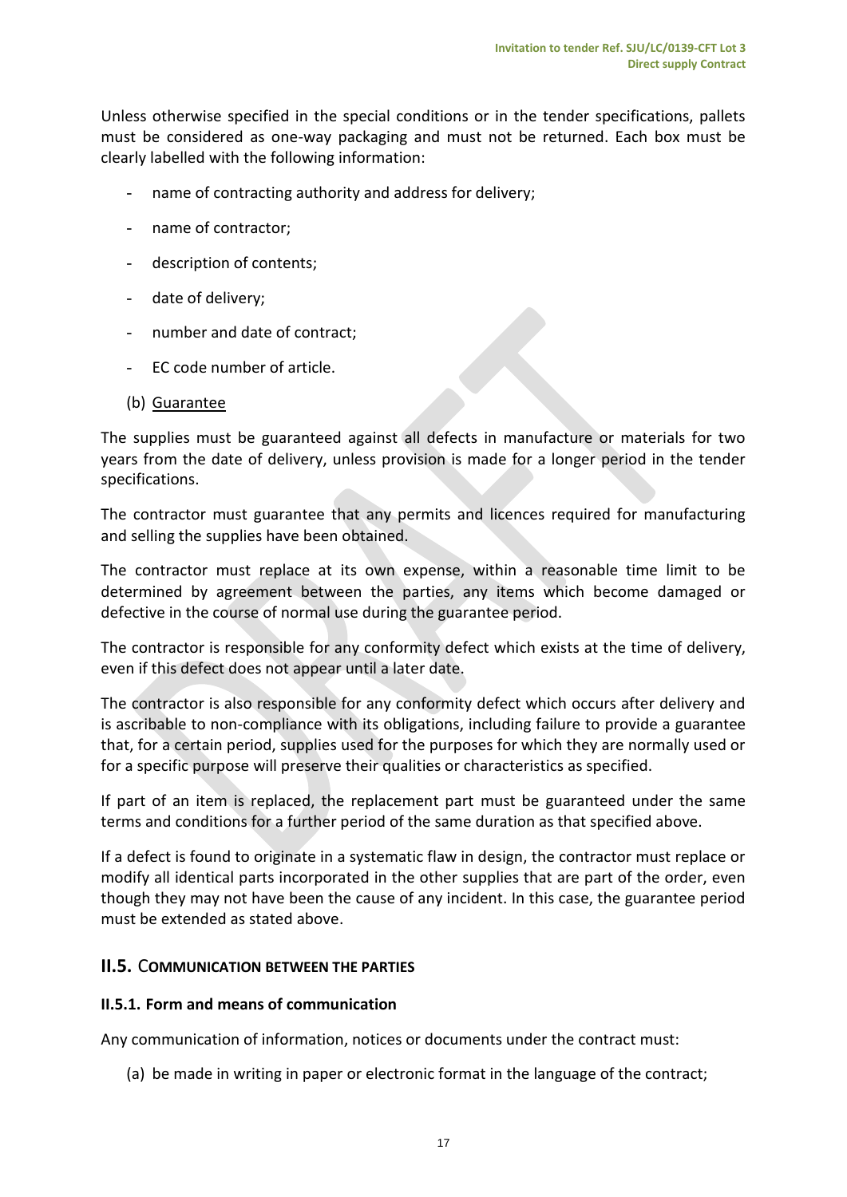Unless otherwise specified in the special conditions or in the tender specifications, pallets must be considered as one-way packaging and must not be returned. Each box must be clearly labelled with the following information:

- name of contracting authority and address for delivery;
- name of contractor;
- description of contents;
- date of delivery;
- number and date of contract;
- EC code number of article.

(b) Guarantee

The supplies must be guaranteed against all defects in manufacture or materials for two years from the date of delivery, unless provision is made for a longer period in the tender specifications.

The contractor must guarantee that any permits and licences required for manufacturing and selling the supplies have been obtained.

The contractor must replace at its own expense, within a reasonable time limit to be determined by agreement between the parties, any items which become damaged or defective in the course of normal use during the guarantee period.

The contractor is responsible for any conformity defect which exists at the time of delivery, even if this defect does not appear until a later date.

The contractor is also responsible for any conformity defect which occurs after delivery and is ascribable to non-compliance with its obligations, including failure to provide a guarantee that, for a certain period, supplies used for the purposes for which they are normally used or for a specific purpose will preserve their qualities or characteristics as specified.

If part of an item is replaced, the replacement part must be guaranteed under the same terms and conditions for a further period of the same duration as that specified above.

If a defect is found to originate in a systematic flaw in design, the contractor must replace or modify all identical parts incorporated in the other supplies that are part of the order, even though they may not have been the cause of any incident. In this case, the guarantee period must be extended as stated above.

## II.5. COMMUNICATION BETWEEN THE PARTIES

### II.5.1. Form and means of communication

Any communication of information, notices or documents under the contract must:

(a) be made in writing in paper or electronic format in the language of the contract;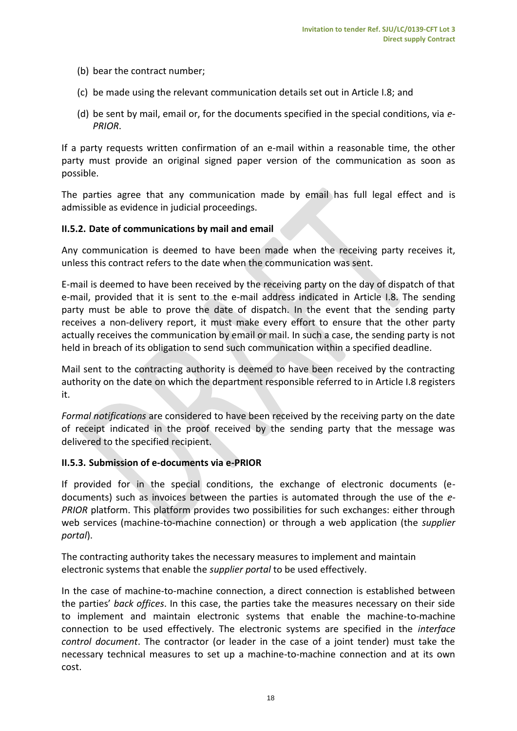(b) bear the contract number;

(c) be made using the relevant communication details set out in Article I.8; and

(d) be sent by mail, email or, for the documents specified in the special conditions, via *e-PRIOR*.

If a party requests written confirmation of an e-mail within a reasonable time, the other party must provide an original signed paper version of the communication as soon as possible.

The parties agree that any communication made by email has full legal effect and is admissible as evidence in judicial proceedings.

**II.5.2. Date of communications by mail and email**

Any communication is deemed to have been made when the receiving party receives it, unless this contract refers to the date when the communication was sent.

E-mail is deemed to have been received by the receiving party on the day of dispatch of that e-mail, provided that it is sent to the e-mail address indicated in Article I.8. The sending party must be able to prove the date of dispatch. In the event that the sending party receives a non-delivery report, it must make every effort to ensure that the other party actually receives the communication by email or mail. In such a case, the sending party is not held in breach of its obligation to send such communication within a specified deadline.

Mail sent to the contracting authority is deemed to have been received by the contracting authority on the date on which the department responsible referred to in Article I.8 registers it.

*Formal notifications* are considered to have been received by the receiving party on the date of receipt indicated in the proof received by the sending party that the message was delivered to the specified recipient.

**II.5.3. Submission of e-documents via e-PRIOR**

If provided for in the special conditions, the exchange of electronic documents (e-documents) such as invoices between the parties is automated through the use of the *e-PRIOR* platform. This platform provides two possibilities for such exchanges: either through web services (machine-to-machine connection) or through a web application (the *supplier portal*).

The contracting authority takes the necessary measures to implement and maintain electronic systems that enable the *supplier portal* to be used effectively.

In the case of machine-to-machine connection, a direct connection is established between the parties' *back offices*. In this case, the parties take the measures necessary on their side to implement and maintain electronic systems that enable the machine-to-machine connection to be used effectively. The electronic systems are specified in the *interface control document*. The contractor (or leader in the case of a joint tender) must take the necessary technical measures to set up a machine-to-machine connection and at its own cost.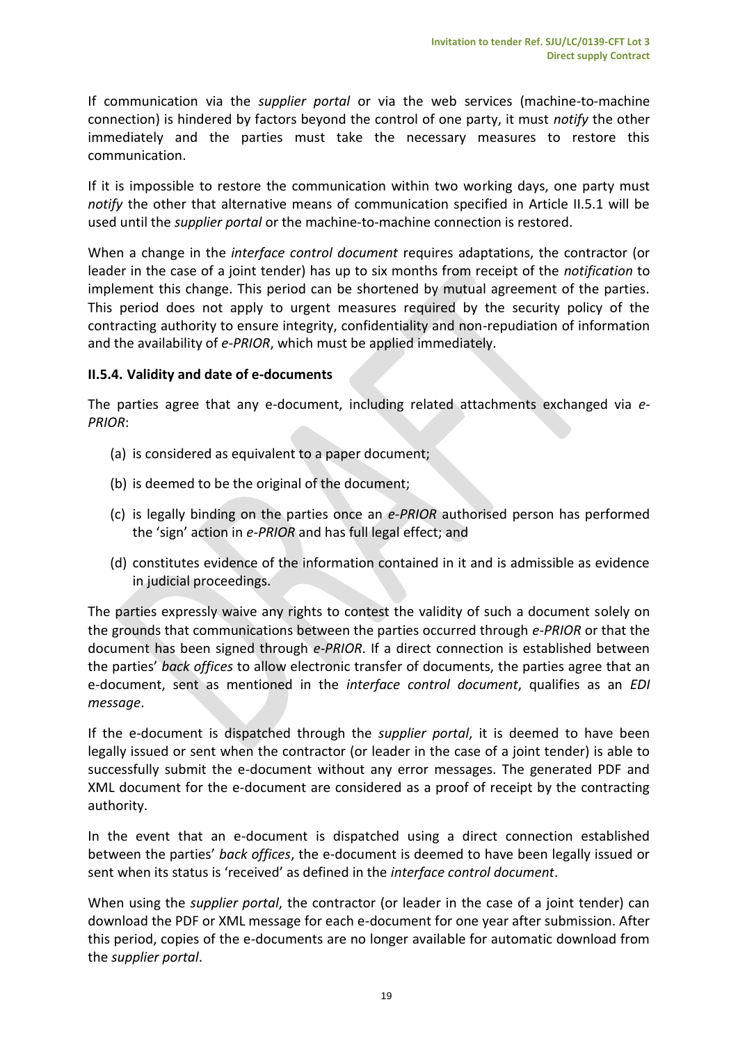If communication via the *supplier portal* or via the web services (machine-to-machine connection) is hindered by factors beyond the control of one party, it must *notify* the other immediately and the parties must take the necessary measures to restore this communication.

If it is impossible to restore the communication within two working days, one party must *notify* the other that alternative means of communication specified in Article II.5.1 will be used until the *supplier portal* or the machine-to-machine connection is restored.

When a change in the *interface control document* requires adaptations, the contractor (or leader in the case of a joint tender) has up to six months from receipt of the *notification* to implement this change. This period can be shortened by mutual agreement of the parties. This period does not apply to urgent measures required by the security policy of the contracting authority to ensure integrity, confidentiality and non-repudiation of information and the availability of *e-PRIOR*, which must be applied immediately.

### II.5.4. Validity and date of e-documents

The parties agree that any e-document, including related attachments exchanged via *e-PRIOR*:

(a) is considered as equivalent to a paper document;

(b) is deemed to be the original of the document;

(c) is legally binding on the parties once an *e-PRIOR* authorised person has performed the 'sign' action in *e-PRIOR* and has full legal effect; and

(d) constitutes evidence of the information contained in it and is admissible as evidence in judicial proceedings.

The parties expressly waive any rights to contest the validity of such a document solely on the grounds that communications between the parties occurred through *e-PRIOR* or that the document has been signed through *e-PRIOR*. If a direct connection is established between the parties' *back offices* to allow electronic transfer of documents, the parties agree that an e-document, sent as mentioned in the *interface control document*, qualifies as an *EDI message*.

If the e-document is dispatched through the *supplier portal*, it is deemed to have been legally issued or sent when the contractor (or leader in the case of a joint tender) is able to successfully submit the e-document without any error messages. The generated PDF and XML document for the e-document are considered as a proof of receipt by the contracting authority.

In the event that an e-document is dispatched using a direct connection established between the parties' *back offices*, the e-document is deemed to have been legally issued or sent when its status is 'received' as defined in the *interface control document*.

When using the *supplier portal*, the contractor (or leader in the case of a joint tender) can download the PDF or XML message for each e-document for one year after submission. After this period, copies of the e-documents are no longer available for automatic download from the *supplier portal*.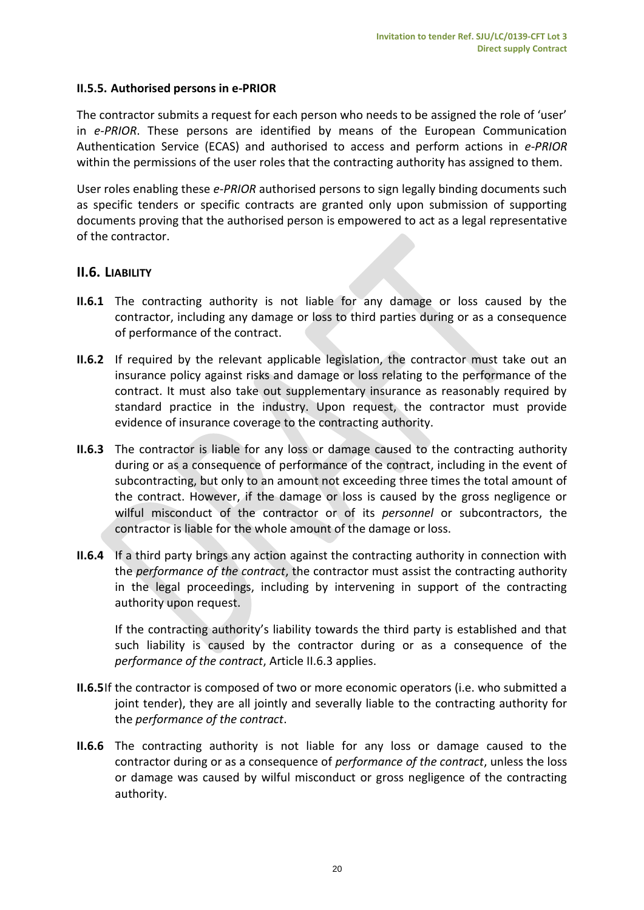#### II.5.5. Authorised persons in e-PRIOR

The contractor submits a request for each person who needs to be assigned the role of 'user' in *e-PRIOR*. These persons are identified by means of the European Communication Authentication Service (ECAS) and authorised to access and perform actions in *e-PRIOR* within the permissions of the user roles that the contracting authority has assigned to them.

User roles enabling these *e-PRIOR* authorised persons to sign legally binding documents such as specific tenders or specific contracts are granted only upon submission of supporting documents proving that the authorised person is empowered to act as a legal representative of the contractor.

### II.6. LIABILITY

**II.6.1** The contracting authority is not liable for any damage or loss caused by the contractor, including any damage or loss to third parties during or as a consequence of performance of the contract.

**II.6.2** If required by the relevant applicable legislation, the contractor must take out an insurance policy against risks and damage or loss relating to the performance of the contract. It must also take out supplementary insurance as reasonably required by standard practice in the industry. Upon request, the contractor must provide evidence of insurance coverage to the contracting authority.

**II.6.3** The contractor is liable for any loss or damage caused to the contracting authority during or as a consequence of performance of the contract, including in the event of subcontracting, but only to an amount not exceeding three times the total amount of the contract. However, if the damage or loss is caused by the gross negligence or wilful misconduct of the contractor or of its *personnel* or subcontractors, the contractor is liable for the whole amount of the damage or loss.

**II.6.4** If a third party brings any action against the contracting authority in connection with the *performance of the contract*, the contractor must assist the contracting authority in the legal proceedings, including by intervening in support of the contracting authority upon request.

If the contracting authority's liability towards the third party is established and that such liability is caused by the contractor during or as a consequence of the *performance of the contract*, Article II.6.3 applies.

**II.6.5** If the contractor is composed of two or more economic operators (i.e. who submitted a joint tender), they are all jointly and severally liable to the contracting authority for the *performance of the contract*.

**II.6.6** The contracting authority is not liable for any loss or damage caused to the contractor during or as a consequence of *performance of the contract*, unless the loss or damage was caused by wilful misconduct or gross negligence of the contracting authority.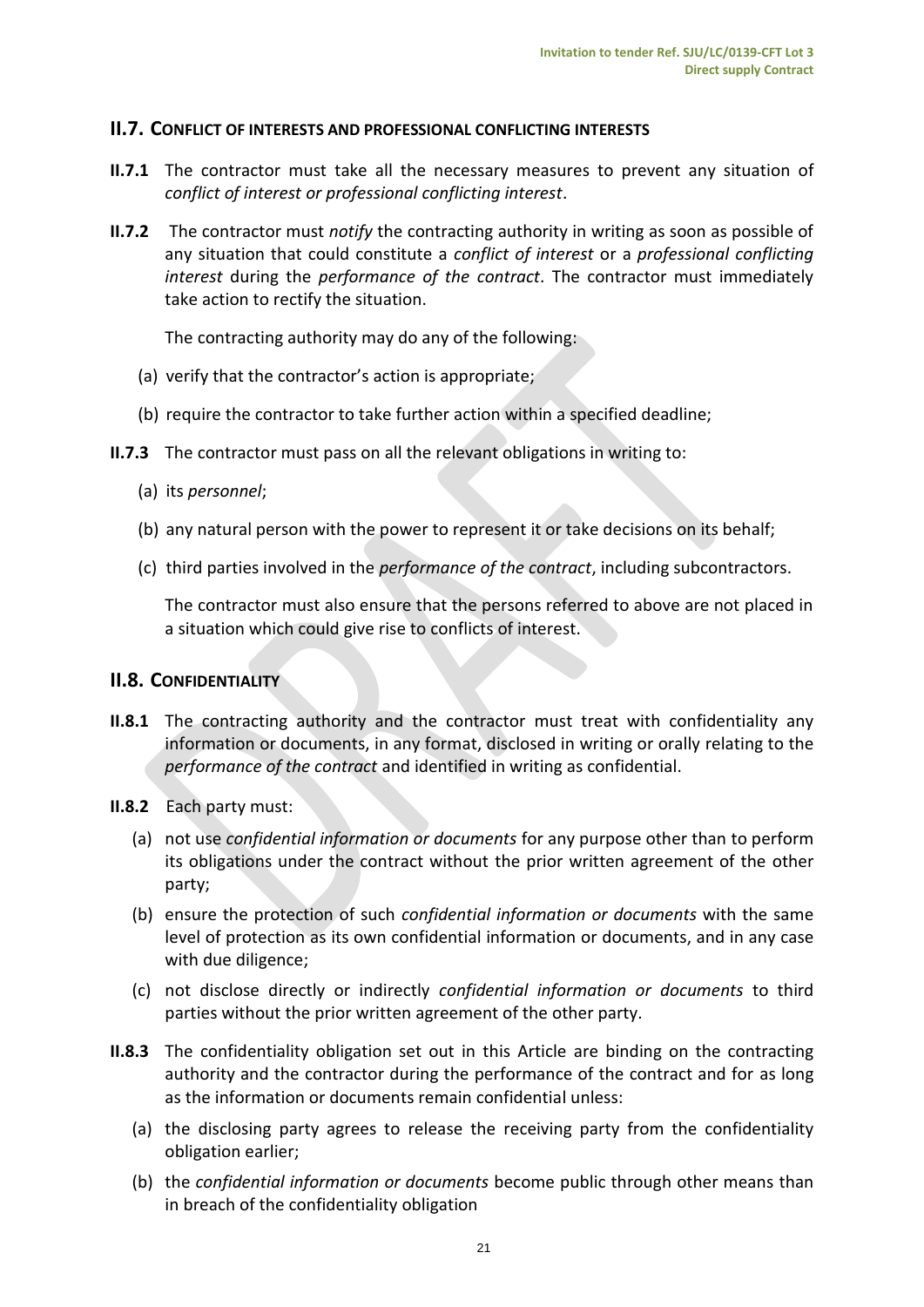## II.7. Conflict of interests and professional conflicting interests

**II.7.1** The contractor must take all the necessary measures to prevent any situation of *conflict of interest or professional conflicting interest*.

**II.7.2** The contractor must *notify* the contracting authority in writing as soon as possible of any situation that could constitute a *conflict of interest* or a *professional conflicting interest* during the *performance of the contract*. The contractor must immediately take action to rectify the situation.

The contracting authority may do any of the following:

(a) verify that the contractor's action is appropriate;

(b) require the contractor to take further action within a specified deadline;

**II.7.3** The contractor must pass on all the relevant obligations in writing to:

(a) its *personnel*;

(b) any natural person with the power to represent it or take decisions on its behalf;

(c) third parties involved in the *performance of the contract*, including subcontractors.

The contractor must also ensure that the persons referred to above are not placed in a situation which could give rise to conflicts of interest.

## II.8. Confidentiality

**II.8.1** The contracting authority and the contractor must treat with confidentiality any information or documents, in any format, disclosed in writing or orally relating to the *performance of the contract* and identified in writing as confidential.

**II.8.2** Each party must:

(a) not use *confidential information or documents* for any purpose other than to perform its obligations under the contract without the prior written agreement of the other party;

(b) ensure the protection of such *confidential information or documents* with the same level of protection as its own confidential information or documents, and in any case with due diligence;

(c) not disclose directly or indirectly *confidential information or documents* to third parties without the prior written agreement of the other party.

**II.8.3** The confidentiality obligation set out in this Article are binding on the contracting authority and the contractor during the performance of the contract and for as long as the information or documents remain confidential unless:

(a) the disclosing party agrees to release the receiving party from the confidentiality obligation earlier;

(b) the *confidential information or documents* become public through other means than in breach of the confidentiality obligation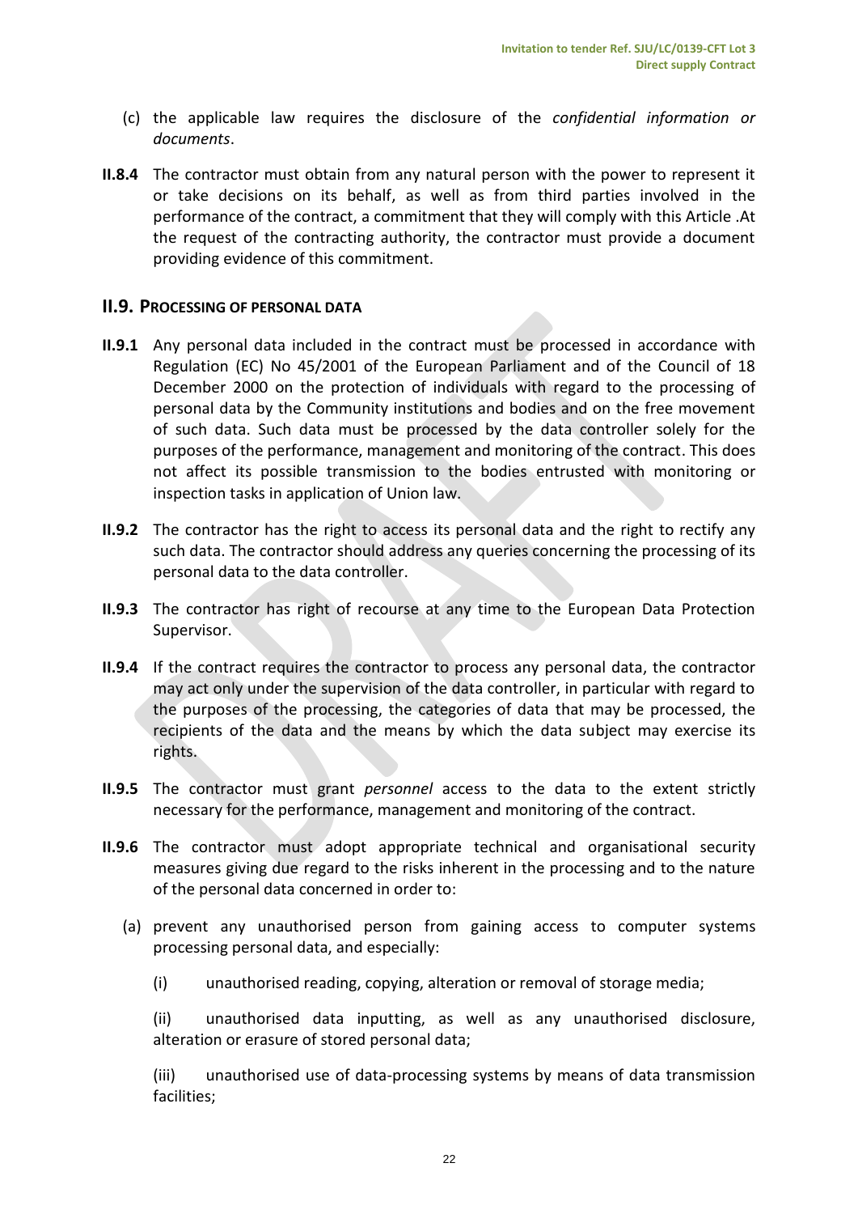(c) the applicable law requires the disclosure of the *confidential information or documents*.

**II.8.4** The contractor must obtain from any natural person with the power to represent it or take decisions on its behalf, as well as from third parties involved in the performance of the contract, a commitment that they will comply with this Article .At the request of the contracting authority, the contractor must provide a document providing evidence of this commitment.

## II.9. PROCESSING OF PERSONAL DATA

**II.9.1** Any personal data included in the contract must be processed in accordance with Regulation (EC) No 45/2001 of the European Parliament and of the Council of 18 December 2000 on the protection of individuals with regard to the processing of personal data by the Community institutions and bodies and on the free movement of such data. Such data must be processed by the data controller solely for the purposes of the performance, management and monitoring of the contract. This does not affect its possible transmission to the bodies entrusted with monitoring or inspection tasks in application of Union law.

**II.9.2** The contractor has the right to access its personal data and the right to rectify any such data. The contractor should address any queries concerning the processing of its personal data to the data controller.

**II.9.3** The contractor has right of recourse at any time to the European Data Protection Supervisor.

**II.9.4** If the contract requires the contractor to process any personal data, the contractor may act only under the supervision of the data controller, in particular with regard to the purposes of the processing, the categories of data that may be processed, the recipients of the data and the means by which the data subject may exercise its rights.

**II.9.5** The contractor must grant *personnel* access to the data to the extent strictly necessary for the performance, management and monitoring of the contract.

**II.9.6** The contractor must adopt appropriate technical and organisational security measures giving due regard to the risks inherent in the processing and to the nature of the personal data concerned in order to:

(a) prevent any unauthorised person from gaining access to computer systems processing personal data, and especially:

(i) unauthorised reading, copying, alteration or removal of storage media;

(ii) unauthorised data inputting, as well as any unauthorised disclosure, alteration or erasure of stored personal data;

(iii) unauthorised use of data-processing systems by means of data transmission facilities;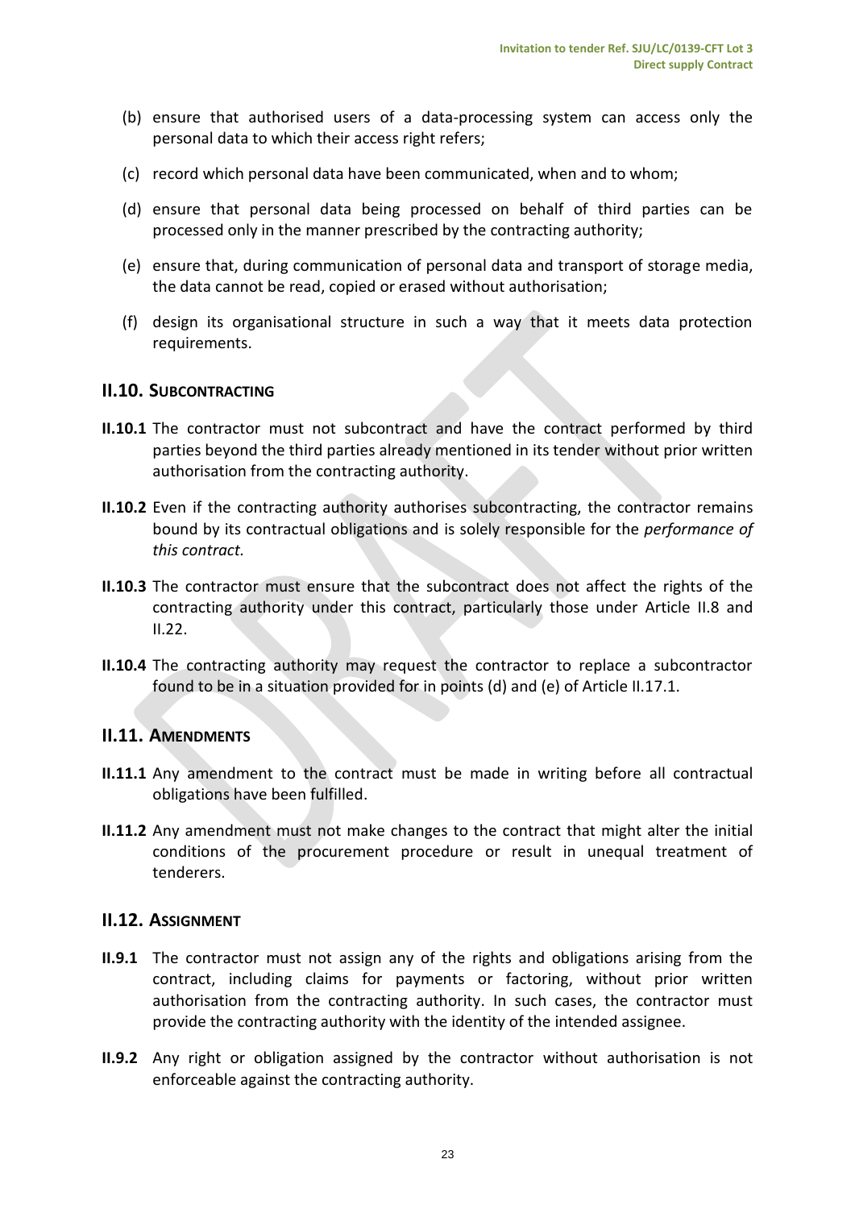(b) ensure that authorised users of a data-processing system can access only the personal data to which their access right refers;

(c) record which personal data have been communicated, when and to whom;

(d) ensure that personal data being processed on behalf of third parties can be processed only in the manner prescribed by the contracting authority;

(e) ensure that, during communication of personal data and transport of storage media, the data cannot be read, copied or erased without authorisation;

(f) design its organisational structure in such a way that it meets data protection requirements.

## II.10. SUBCONTRACTING

**II.10.1** The contractor must not subcontract and have the contract performed by third parties beyond the third parties already mentioned in its tender without prior written authorisation from the contracting authority.

**II.10.2** Even if the contracting authority authorises subcontracting, the contractor remains bound by its contractual obligations and is solely responsible for the *performance of this contract.*

**II.10.3** The contractor must ensure that the subcontract does not affect the rights of the contracting authority under this contract, particularly those under Article II.8 and II.22.

**II.10.4** The contracting authority may request the contractor to replace a subcontractor found to be in a situation provided for in points (d) and (e) of Article II.17.1.

## II.11. AMENDMENTS

**II.11.1** Any amendment to the contract must be made in writing before all contractual obligations have been fulfilled.

**II.11.2** Any amendment must not make changes to the contract that might alter the initial conditions of the procurement procedure or result in unequal treatment of tenderers.

## II.12. ASSIGNMENT

**II.9.1** The contractor must not assign any of the rights and obligations arising from the contract, including claims for payments or factoring, without prior written authorisation from the contracting authority. In such cases, the contractor must provide the contracting authority with the identity of the intended assignee.

**II.9.2** Any right or obligation assigned by the contractor without authorisation is not enforceable against the contracting authority.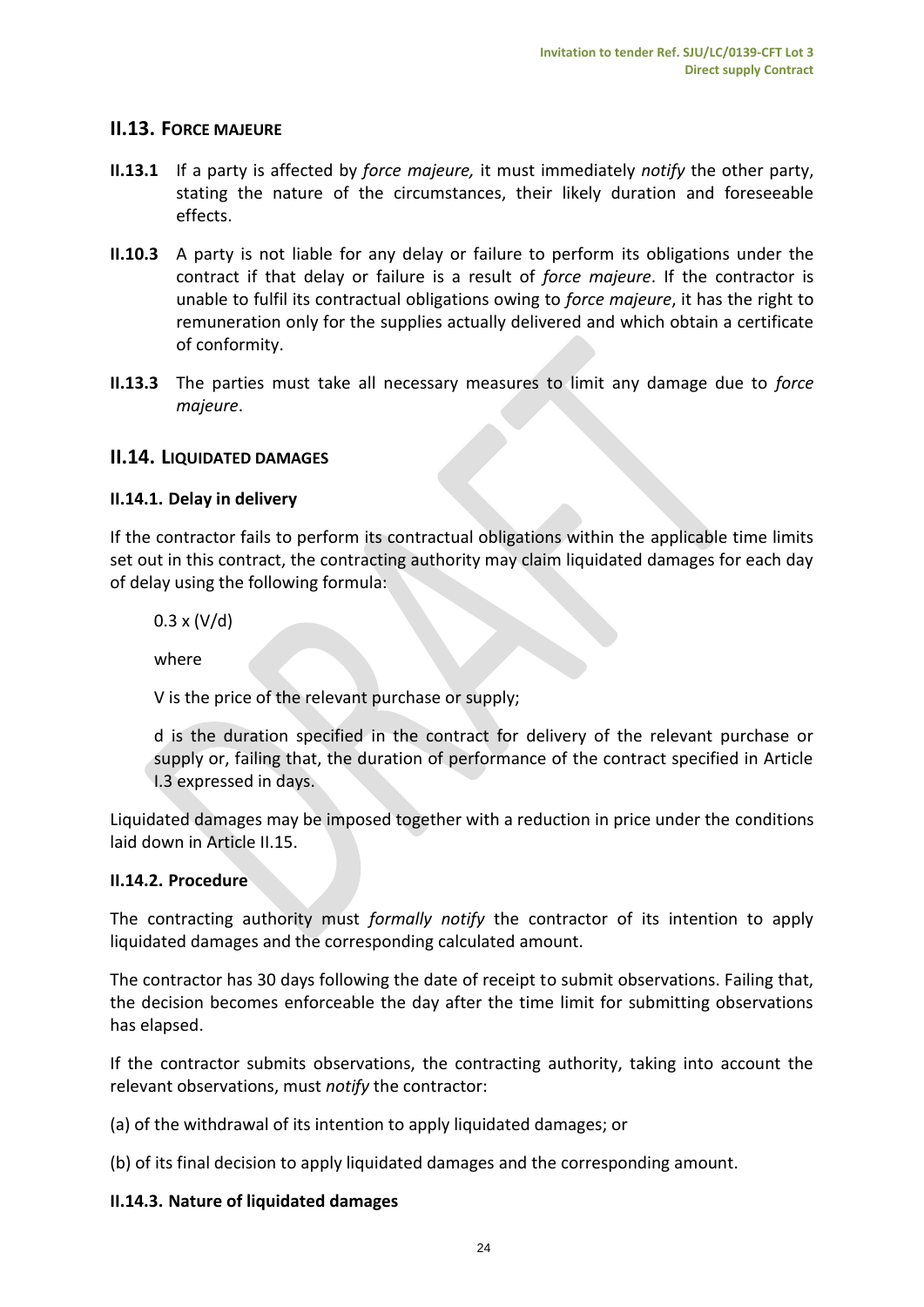## II.13. FORCE MAJEURE

**II.13.1** If a party is affected by *force majeure,* it must immediately *notify* the other party, stating the nature of the circumstances, their likely duration and foreseeable effects.

**II.10.3** A party is not liable for any delay or failure to perform its obligations under the contract if that delay or failure is a result of *force majeure*. If the contractor is unable to fulfil its contractual obligations owing to *force majeure*, it has the right to remuneration only for the supplies actually delivered and which obtain a certificate of conformity.

**II.13.3** The parties must take all necessary measures to limit any damage due to *force majeure*.

## II.14. LIQUIDATED DAMAGES

### II.14.1. Delay in delivery

If the contractor fails to perform its contractual obligations within the applicable time limits set out in this contract, the contracting authority may claim liquidated damages for each day of delay using the following formula:

$0.3 \times (V/d)$

where

V is the price of the relevant purchase or supply;

d is the duration specified in the contract for delivery of the relevant purchase or supply or, failing that, the duration of performance of the contract specified in Article I.3 expressed in days.

Liquidated damages may be imposed together with a reduction in price under the conditions laid down in Article II.15.

### II.14.2. Procedure

The contracting authority must *formally notify* the contractor of its intention to apply liquidated damages and the corresponding calculated amount.

The contractor has 30 days following the date of receipt to submit observations. Failing that, the decision becomes enforceable the day after the time limit for submitting observations has elapsed.

If the contractor submits observations, the contracting authority, taking into account the relevant observations, must *notify* the contractor:

(a) of the withdrawal of its intention to apply liquidated damages; or

(b) of its final decision to apply liquidated damages and the corresponding amount.

### II.14.3. Nature of liquidated damages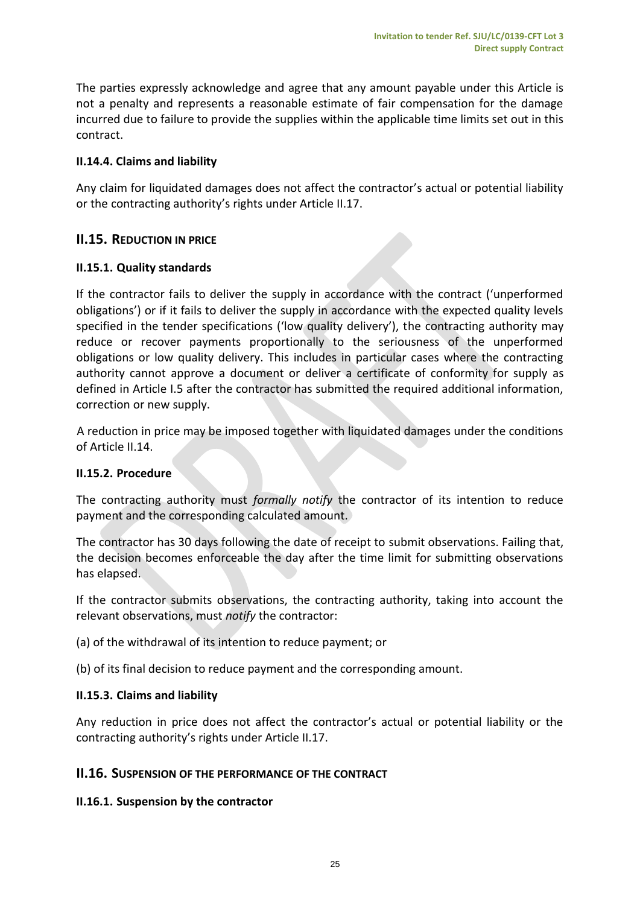The parties expressly acknowledge and agree that any amount payable under this Article is not a penalty and represents a reasonable estimate of fair compensation for the damage incurred due to failure to provide the supplies within the applicable time limits set out in this contract.

### II.14.4. Claims and liability

Any claim for liquidated damages does not affect the contractor's actual or potential liability or the contracting authority's rights under Article II.17.

## II.15. REDUCTION IN PRICE

### II.15.1. Quality standards

If the contractor fails to deliver the supply in accordance with the contract ('unperformed obligations') or if it fails to deliver the supply in accordance with the expected quality levels specified in the tender specifications ('low quality delivery'), the contracting authority may reduce or recover payments proportionally to the seriousness of the unperformed obligations or low quality delivery. This includes in particular cases where the contracting authority cannot approve a document or deliver a certificate of conformity for supply as defined in Article I.5 after the contractor has submitted the required additional information, correction or new supply.

A reduction in price may be imposed together with liquidated damages under the conditions of Article II.14.

### II.15.2. Procedure

The contracting authority must *formally notify* the contractor of its intention to reduce payment and the corresponding calculated amount.

The contractor has 30 days following the date of receipt to submit observations. Failing that, the decision becomes enforceable the day after the time limit for submitting observations has elapsed.

If the contractor submits observations, the contracting authority, taking into account the relevant observations, must *notify* the contractor:

(a) of the withdrawal of its intention to reduce payment; or

(b) of its final decision to reduce payment and the corresponding amount.

### II.15.3. Claims and liability

Any reduction in price does not affect the contractor's actual or potential liability or the contracting authority's rights under Article II.17.

## II.16. SUSPENSION OF THE PERFORMANCE OF THE CONTRACT

### II.16.1. Suspension by the contractor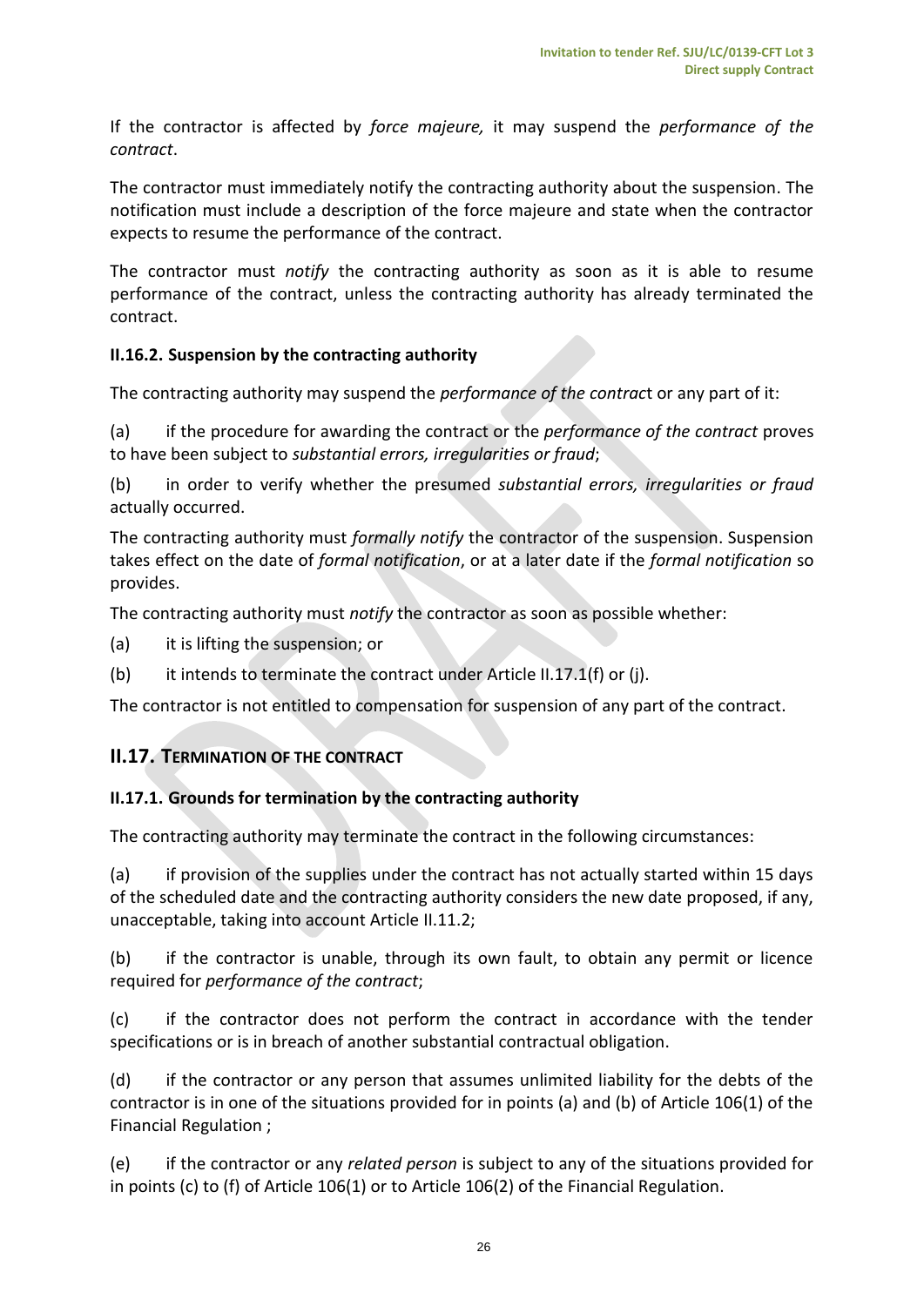If the contractor is affected by *force majeure,* it may suspend the *performance of the contract*.

The contractor must immediately notify the contracting authority about the suspension. The notification must include a description of the force majeure and state when the contractor expects to resume the performance of the contract.

The contractor must *notify* the contracting authority as soon as it is able to resume performance of the contract, unless the contracting authority has already terminated the contract.

### II.16.2. Suspension by the contracting authority

The contracting authority may suspend the *performance of the contrac*t or any part of it:

(a) if the procedure for awarding the contract or the *performance of the contract* proves to have been subject to *substantial errors, irregularities or fraud*;

(b) in order to verify whether the presumed *substantial errors, irregularities or fraud* actually occurred.

The contracting authority must *formally notify* the contractor of the suspension. Suspension takes effect on the date of *formal notification*, or at a later date if the *formal notification* so provides.

The contracting authority must *notify* the contractor as soon as possible whether:

(a) it is lifting the suspension; or

(b) it intends to terminate the contract under Article II.17.1(f) or (j).

The contractor is not entitled to compensation for suspension of any part of the contract.

## II.17. TERMINATION OF THE CONTRACT

### II.17.1. Grounds for termination by the contracting authority

The contracting authority may terminate the contract in the following circumstances:

(a) if provision of the supplies under the contract has not actually started within 15 days of the scheduled date and the contracting authority considers the new date proposed, if any, unacceptable, taking into account Article II.11.2;

(b) if the contractor is unable, through its own fault, to obtain any permit or licence required for *performance of the contract*;

(c) if the contractor does not perform the contract in accordance with the tender specifications or is in breach of another substantial contractual obligation.

(d) if the contractor or any person that assumes unlimited liability for the debts of the contractor is in one of the situations provided for in points (a) and (b) of Article 106(1) of the Financial Regulation ;

(e) if the contractor or any *related person* is subject to any of the situations provided for in points (c) to (f) of Article 106(1) or to Article 106(2) of the Financial Regulation.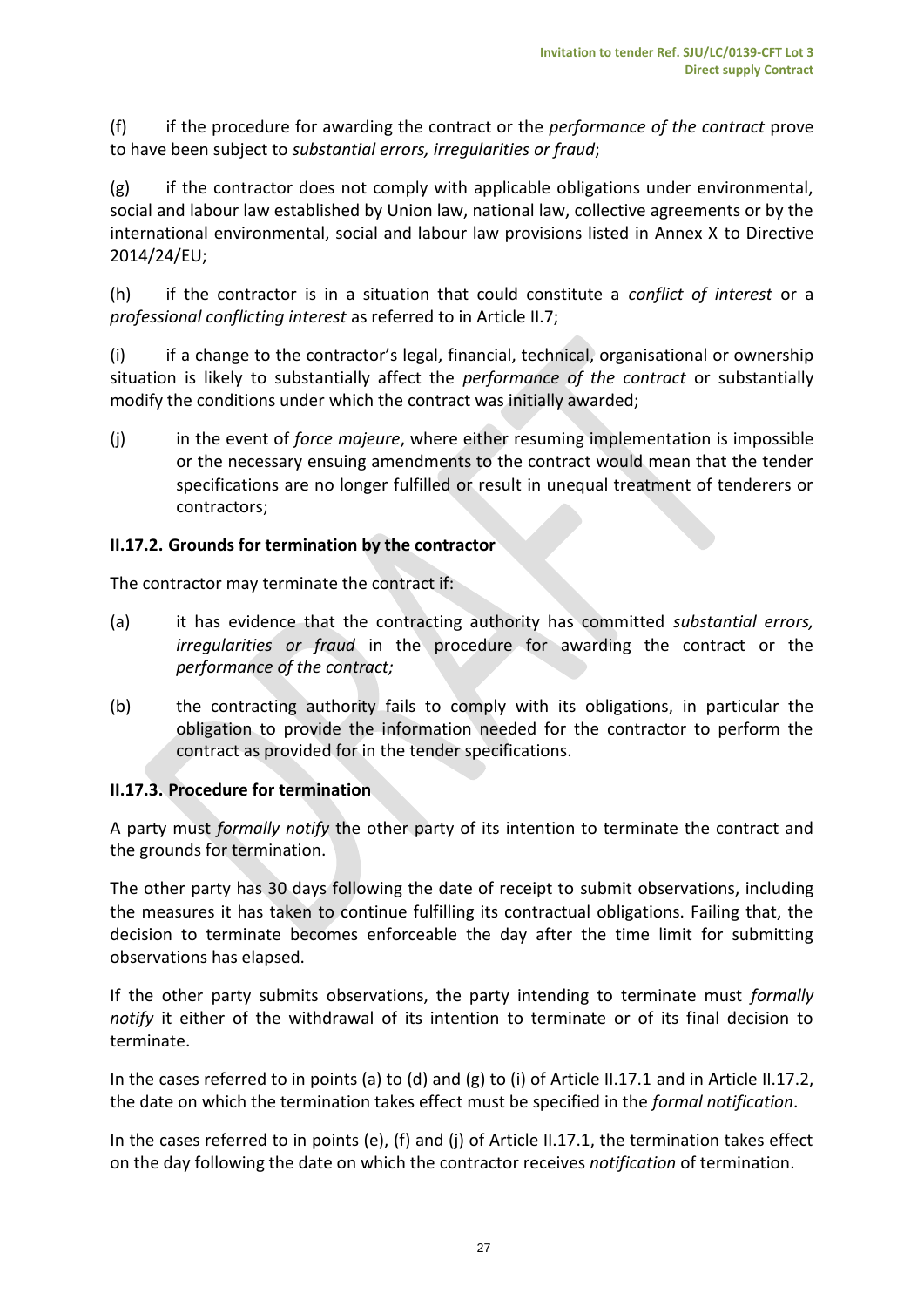(f) if the procedure for awarding the contract or the *performance of the contract* prove to have been subject to *substantial errors, irregularities or fraud*;

(g) if the contractor does not comply with applicable obligations under environmental, social and labour law established by Union law, national law, collective agreements or by the international environmental, social and labour law provisions listed in Annex X to Directive 2014/24/EU;

(h) if the contractor is in a situation that could constitute a *conflict of interest* or a *professional conflicting interest* as referred to in Article II.7;

(i) if a change to the contractor's legal, financial, technical, organisational or ownership situation is likely to substantially affect the *performance of the contract* or substantially modify the conditions under which the contract was initially awarded;

(j) in the event of *force majeure*, where either resuming implementation is impossible or the necessary ensuing amendments to the contract would mean that the tender specifications are no longer fulfilled or result in unequal treatment of tenderers or contractors;

**II.17.2. Grounds for termination by the contractor**

The contractor may terminate the contract if:

(a) it has evidence that the contracting authority has committed *substantial errors, irregularities or fraud* in the procedure for awarding the contract or the *performance of the contract;*

(b) the contracting authority fails to comply with its obligations, in particular the obligation to provide the information needed for the contractor to perform the contract as provided for in the tender specifications.

**II.17.3. Procedure for termination**

A party must *formally notify* the other party of its intention to terminate the contract and the grounds for termination.

The other party has 30 days following the date of receipt to submit observations, including the measures it has taken to continue fulfilling its contractual obligations. Failing that, the decision to terminate becomes enforceable the day after the time limit for submitting observations has elapsed.

If the other party submits observations, the party intending to terminate must *formally notify* it either of the withdrawal of its intention to terminate or of its final decision to terminate.

In the cases referred to in points (a) to (d) and (g) to (i) of Article II.17.1 and in Article II.17.2, the date on which the termination takes effect must be specified in the *formal notification*.

In the cases referred to in points (e), (f) and (j) of Article II.17.1, the termination takes effect on the day following the date on which the contractor receives *notification* of termination.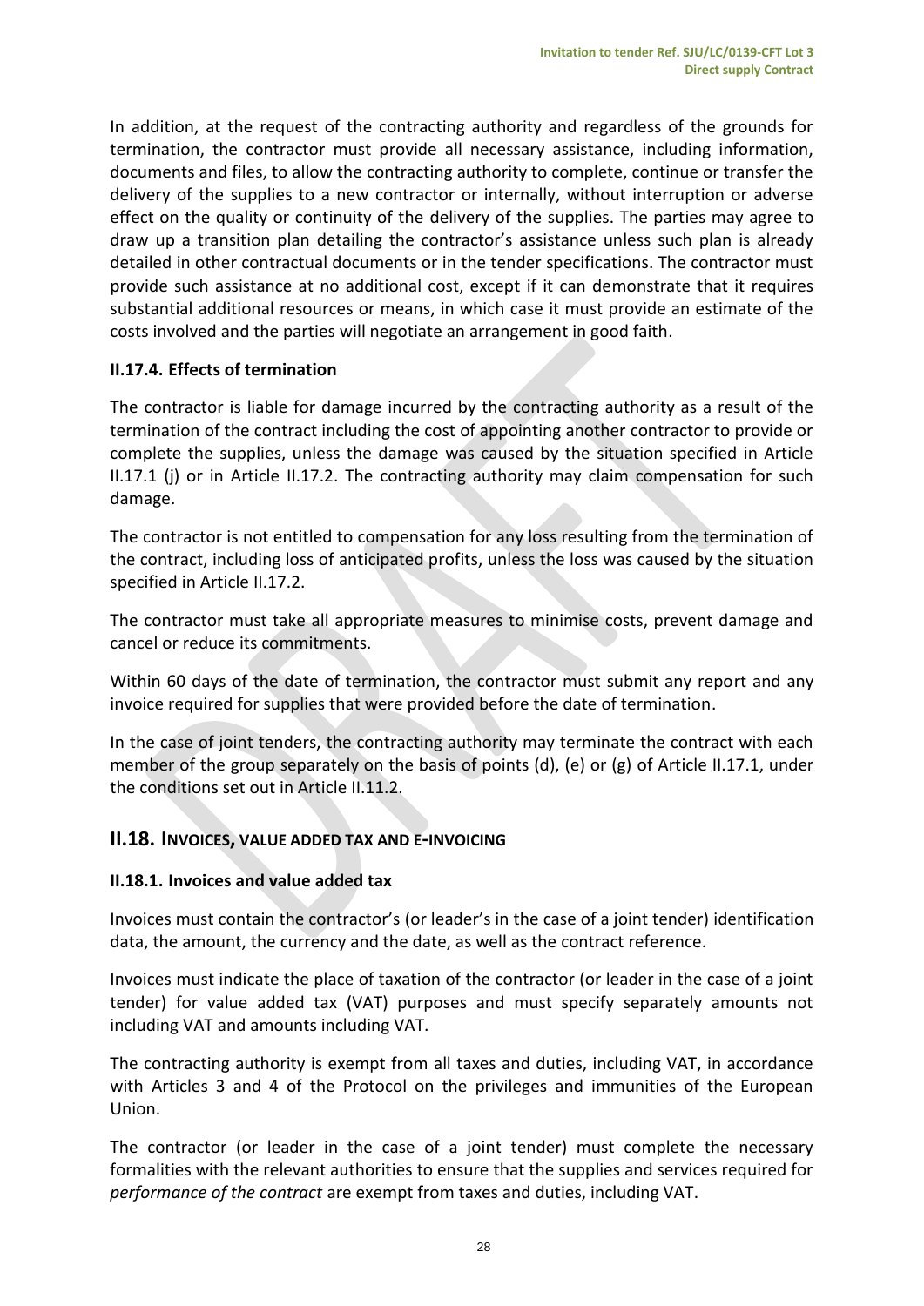In addition, at the request of the contracting authority and regardless of the grounds for termination, the contractor must provide all necessary assistance, including information, documents and files, to allow the contracting authority to complete, continue or transfer the delivery of the supplies to a new contractor or internally, without interruption or adverse effect on the quality or continuity of the delivery of the supplies. The parties may agree to draw up a transition plan detailing the contractor's assistance unless such plan is already detailed in other contractual documents or in the tender specifications. The contractor must provide such assistance at no additional cost, except if it can demonstrate that it requires substantial additional resources or means, in which case it must provide an estimate of the costs involved and the parties will negotiate an arrangement in good faith.

### II.17.4. Effects of termination

The contractor is liable for damage incurred by the contracting authority as a result of the termination of the contract including the cost of appointing another contractor to provide or complete the supplies, unless the damage was caused by the situation specified in Article II.17.1 (j) or in Article II.17.2. The contracting authority may claim compensation for such damage.

The contractor is not entitled to compensation for any loss resulting from the termination of the contract, including loss of anticipated profits, unless the loss was caused by the situation specified in Article II.17.2.

The contractor must take all appropriate measures to minimise costs, prevent damage and cancel or reduce its commitments.

Within 60 days of the date of termination, the contractor must submit any report and any invoice required for supplies that were provided before the date of termination.

In the case of joint tenders, the contracting authority may terminate the contract with each member of the group separately on the basis of points (d), (e) or (g) of Article II.17.1, under the conditions set out in Article II.11.2.

## II.18. INVOICES, VALUE ADDED TAX AND E-INVOICING

### II.18.1. Invoices and value added tax

Invoices must contain the contractor's (or leader's in the case of a joint tender) identification data, the amount, the currency and the date, as well as the contract reference.

Invoices must indicate the place of taxation of the contractor (or leader in the case of a joint tender) for value added tax (VAT) purposes and must specify separately amounts not including VAT and amounts including VAT.

The contracting authority is exempt from all taxes and duties, including VAT, in accordance with Articles 3 and 4 of the Protocol on the privileges and immunities of the European Union.

The contractor (or leader in the case of a joint tender) must complete the necessary formalities with the relevant authorities to ensure that the supplies and services required for *performance of the contract* are exempt from taxes and duties, including VAT.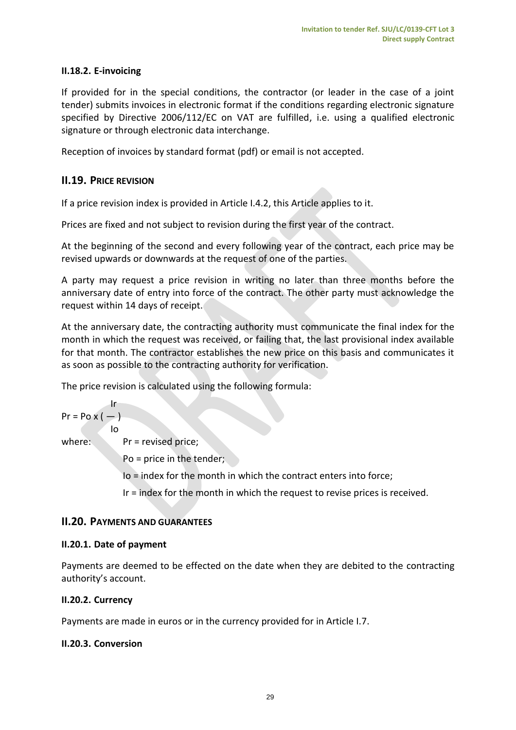### II.18.2. E-invoicing

If provided for in the special conditions, the contractor (or leader in the case of a joint tender) submits invoices in electronic format if the conditions regarding electronic signature specified by Directive 2006/112/EC on VAT are fulfilled, i.e. using a qualified electronic signature or through electronic data interchange.

Reception of invoices by standard format (pdf) or email is not accepted.

## II.19. PRICE REVISION

If a price revision index is provided in Article I.4.2, this Article applies to it.

Prices are fixed and not subject to revision during the first year of the contract.

At the beginning of the second and every following year of the contract, each price may be revised upwards or downwards at the request of one of the parties.

A party may request a price revision in writing no later than three months before the anniversary date of entry into force of the contract. The other party must acknowledge the request within 14 days of receipt.

At the anniversary date, the contracting authority must communicate the final index for the month in which the request was received, or failing that, the last provisional index available for that month. The contractor establishes the new price on this basis and communicates it as soon as possible to the contracting authority for verification.

The price revision is calculated using the following formula:

$$Pr = Po \times \left( \frac{Ir}{Io} \right)$$

where:
- Pr = revised price;
- Po = price in the tender;
- Io = index for the month in which the contract enters into force;
- Ir = index for the month in which the request to revise prices is received.

## II.20. PAYMENTS AND GUARANTEES

### II.20.1. Date of payment

Payments are deemed to be effected on the date when they are debited to the contracting authority's account.

### II.20.2. Currency

Payments are made in euros or in the currency provided for in Article I.7.

### II.20.3. Conversion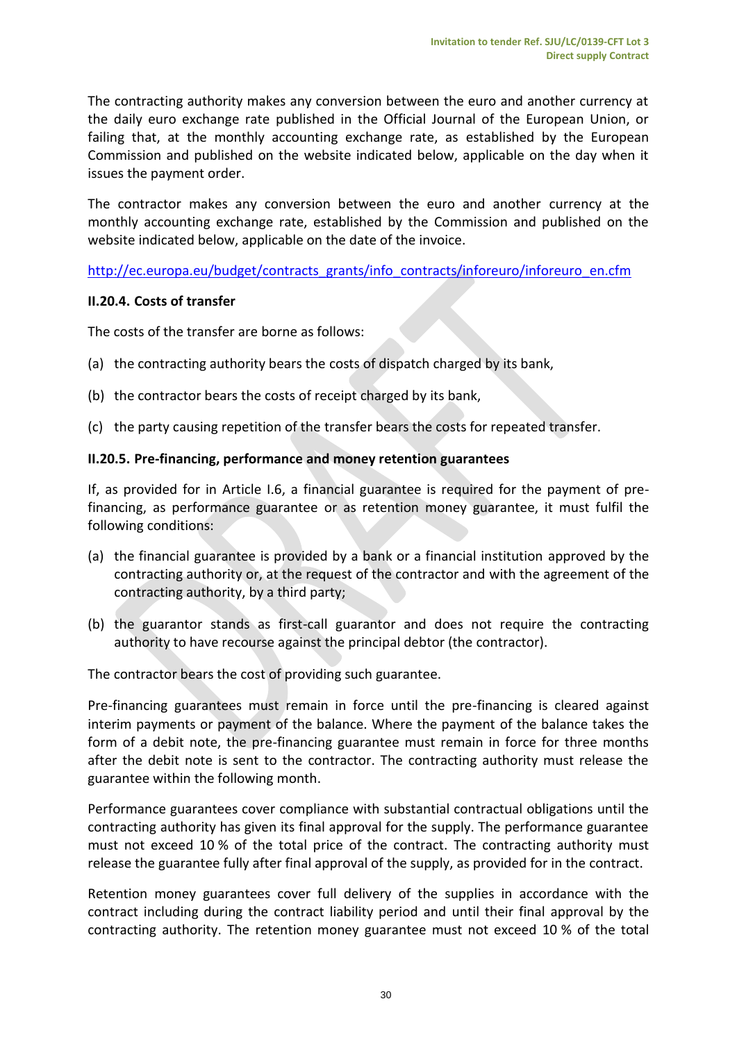The contracting authority makes any conversion between the euro and another currency at the daily euro exchange rate published in the Official Journal of the European Union, or failing that, at the monthly accounting exchange rate, as established by the European Commission and published on the website indicated below, applicable on the day when it issues the payment order.

The contractor makes any conversion between the euro and another currency at the monthly accounting exchange rate, established by the Commission and published on the website indicated below, applicable on the date of the invoice.

http://ec.europa.eu/budget/contracts_grants/info_contracts/inforeuro/inforeuro_en.cfm

**II.20.4. Costs of transfer**

The costs of the transfer are borne as follows:

(a) the contracting authority bears the costs of dispatch charged by its bank,

(b) the contractor bears the costs of receipt charged by its bank,

(c) the party causing repetition of the transfer bears the costs for repeated transfer.

**II.20.5. Pre-financing, performance and money retention guarantees**

If, as provided for in Article I.6, a financial guarantee is required for the payment of pre-financing, as performance guarantee or as retention money guarantee, it must fulfil the following conditions:

(a) the financial guarantee is provided by a bank or a financial institution approved by the contracting authority or, at the request of the contractor and with the agreement of the contracting authority, by a third party;

(b) the guarantor stands as first-call guarantor and does not require the contracting authority to have recourse against the principal debtor (the contractor).

The contractor bears the cost of providing such guarantee.

Pre-financing guarantees must remain in force until the pre-financing is cleared against interim payments or payment of the balance. Where the payment of the balance takes the form of a debit note, the pre-financing guarantee must remain in force for three months after the debit note is sent to the contractor. The contracting authority must release the guarantee within the following month.

Performance guarantees cover compliance with substantial contractual obligations until the contracting authority has given its final approval for the supply. The performance guarantee must not exceed 10 % of the total price of the contract. The contracting authority must release the guarantee fully after final approval of the supply, as provided for in the contract.

Retention money guarantees cover full delivery of the supplies in accordance with the contract including during the contract liability period and until their final approval by the contracting authority. The retention money guarantee must not exceed 10 % of the total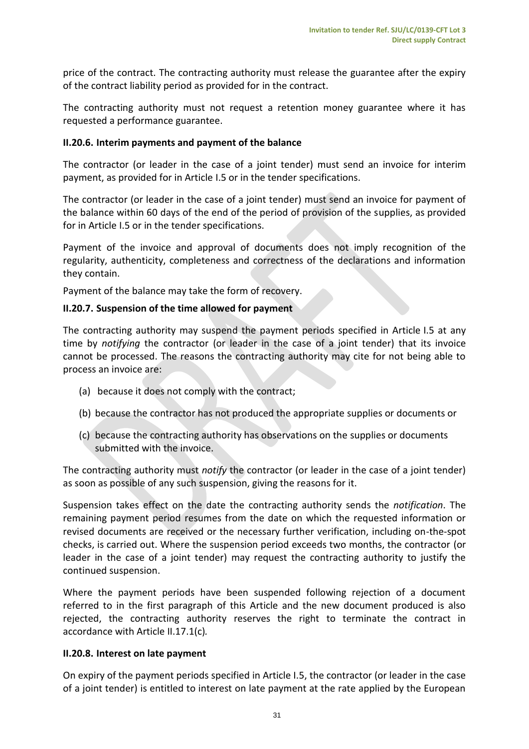price of the contract. The contracting authority must release the guarantee after the expiry of the contract liability period as provided for in the contract.

The contracting authority must not request a retention money guarantee where it has requested a performance guarantee.

#### II.20.6. Interim payments and payment of the balance

The contractor (or leader in the case of a joint tender) must send an invoice for interim payment, as provided for in Article I.5 or in the tender specifications.

The contractor (or leader in the case of a joint tender) must send an invoice for payment of the balance within 60 days of the end of the period of provision of the supplies, as provided for in Article I.5 or in the tender specifications.

Payment of the invoice and approval of documents does not imply recognition of the regularity, authenticity, completeness and correctness of the declarations and information they contain.

Payment of the balance may take the form of recovery.

#### II.20.7. Suspension of the time allowed for payment

The contracting authority may suspend the payment periods specified in Article I.5 at any time by *notifying* the contractor (or leader in the case of a joint tender) that its invoice cannot be processed. The reasons the contracting authority may cite for not being able to process an invoice are:

(a) because it does not comply with the contract;

(b) because the contractor has not produced the appropriate supplies or documents or

(c) because the contracting authority has observations on the supplies or documents submitted with the invoice.

The contracting authority must *notify* the contractor (or leader in the case of a joint tender) as soon as possible of any such suspension, giving the reasons for it.

Suspension takes effect on the date the contracting authority sends the *notification*. The remaining payment period resumes from the date on which the requested information or revised documents are received or the necessary further verification, including on-the-spot checks, is carried out. Where the suspension period exceeds two months, the contractor (or leader in the case of a joint tender) may request the contracting authority to justify the continued suspension.

Where the payment periods have been suspended following rejection of a document referred to in the first paragraph of this Article and the new document produced is also rejected, the contracting authority reserves the right to terminate the contract in accordance with Article II.17.1(c)*.*

#### II.20.8. Interest on late payment

On expiry of the payment periods specified in Article I.5, the contractor (or leader in the case of a joint tender) is entitled to interest on late payment at the rate applied by the European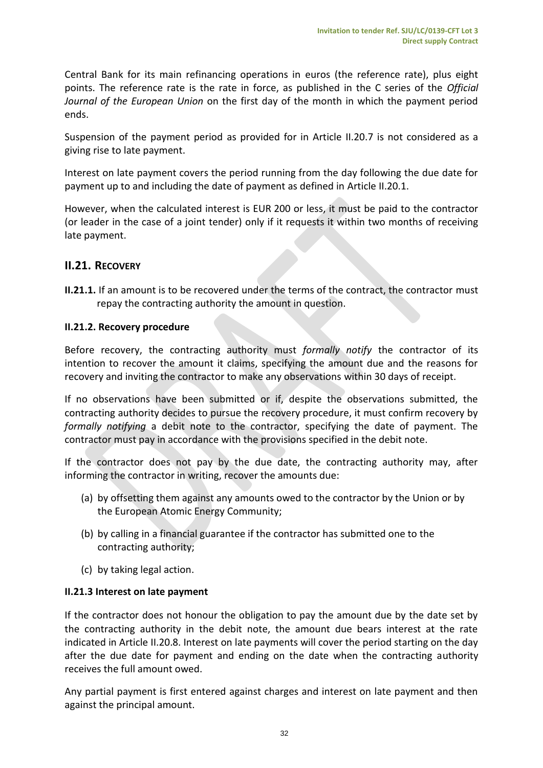Central Bank for its main refinancing operations in euros (the reference rate), plus eight points. The reference rate is the rate in force, as published in the C series of the *Official Journal of the European Union* on the first day of the month in which the payment period ends.

Suspension of the payment period as provided for in Article II.20.7 is not considered as a giving rise to late payment.

Interest on late payment covers the period running from the day following the due date for payment up to and including the date of payment as defined in Article II.20.1.

However, when the calculated interest is EUR 200 or less, it must be paid to the contractor (or leader in the case of a joint tender) only if it requests it within two months of receiving late payment.

## II.21. RECOVERY

**II.21.1.** If an amount is to be recovered under the terms of the contract, the contractor must repay the contracting authority the amount in question.

**II.21.2. Recovery procedure**

Before recovery, the contracting authority must *formally notify* the contractor of its intention to recover the amount it claims, specifying the amount due and the reasons for recovery and inviting the contractor to make any observations within 30 days of receipt.

If no observations have been submitted or if, despite the observations submitted, the contracting authority decides to pursue the recovery procedure, it must confirm recovery by *formally notifying* a debit note to the contractor, specifying the date of payment. The contractor must pay in accordance with the provisions specified in the debit note.

If the contractor does not pay by the due date, the contracting authority may, after informing the contractor in writing, recover the amounts due:

(a) by offsetting them against any amounts owed to the contractor by the Union or by the European Atomic Energy Community;

(b) by calling in a financial guarantee if the contractor has submitted one to the contracting authority;

(c) by taking legal action.

**II.21.3 Interest on late payment**

If the contractor does not honour the obligation to pay the amount due by the date set by the contracting authority in the debit note, the amount due bears interest at the rate indicated in Article II.20.8. Interest on late payments will cover the period starting on the day after the due date for payment and ending on the date when the contracting authority receives the full amount owed.

Any partial payment is first entered against charges and interest on late payment and then against the principal amount.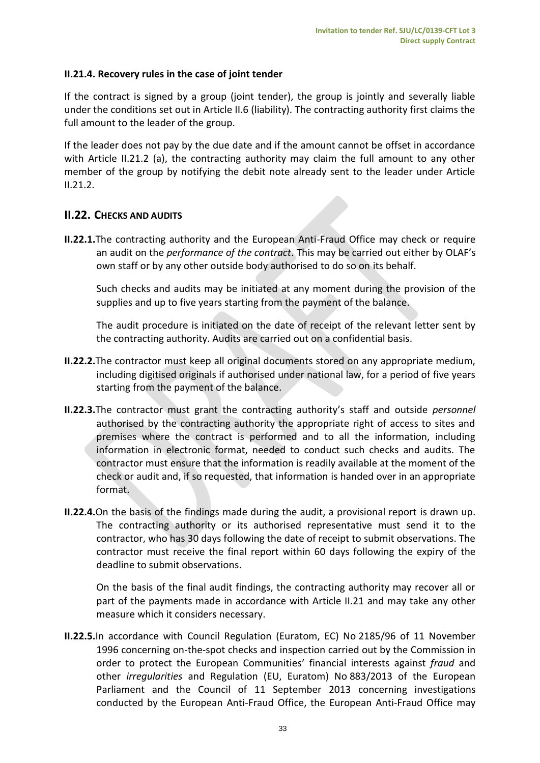#### II.21.4. Recovery rules in the case of joint tender

If the contract is signed by a group (joint tender), the group is jointly and severally liable under the conditions set out in Article II.6 (liability). The contracting authority first claims the full amount to the leader of the group.

If the leader does not pay by the due date and if the amount cannot be offset in accordance with Article II.21.2 (a), the contracting authority may claim the full amount to any other member of the group by notifying the debit note already sent to the leader under Article II.21.2.

## II.22. CHECKS AND AUDITS

**II.22.1.** The contracting authority and the European Anti-Fraud Office may check or require an audit on the *performance of the contract*. This may be carried out either by OLAF's own staff or by any other outside body authorised to do so on its behalf.

Such checks and audits may be initiated at any moment during the provision of the supplies and up to five years starting from the payment of the balance.

The audit procedure is initiated on the date of receipt of the relevant letter sent by the contracting authority. Audits are carried out on a confidential basis.

**II.22.2.** The contractor must keep all original documents stored on any appropriate medium, including digitised originals if authorised under national law, for a period of five years starting from the payment of the balance.

**II.22.3.** The contractor must grant the contracting authority's staff and outside *personnel* authorised by the contracting authority the appropriate right of access to sites and premises where the contract is performed and to all the information, including information in electronic format, needed to conduct such checks and audits. The contractor must ensure that the information is readily available at the moment of the check or audit and, if so requested, that information is handed over in an appropriate format.

**II.22.4.** On the basis of the findings made during the audit, a provisional report is drawn up. The contracting authority or its authorised representative must send it to the contractor, who has 30 days following the date of receipt to submit observations. The contractor must receive the final report within 60 days following the expiry of the deadline to submit observations.

On the basis of the final audit findings, the contracting authority may recover all or part of the payments made in accordance with Article II.21 and may take any other measure which it considers necessary.

**II.22.5.** In accordance with Council Regulation (Euratom, EC) No 2185/96 of 11 November 1996 concerning on-the-spot checks and inspection carried out by the Commission in order to protect the European Communities' financial interests against *fraud* and other *irregularities* and Regulation (EU, Euratom) No 883/2013 of the European Parliament and the Council of 11 September 2013 concerning investigations conducted by the European Anti-Fraud Office, the European Anti-Fraud Office may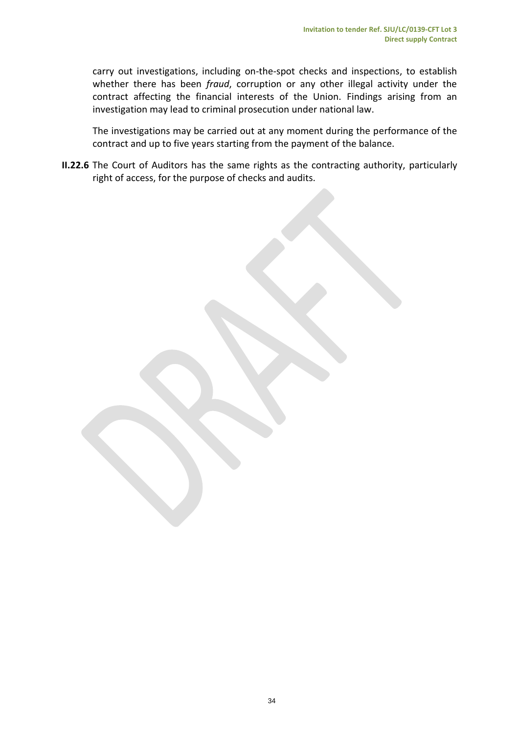carry out investigations, including on-the-spot checks and inspections, to establish whether there has been *fraud*, corruption or any other illegal activity under the contract affecting the financial interests of the Union. Findings arising from an investigation may lead to criminal prosecution under national law.

The investigations may be carried out at any moment during the performance of the contract and up to five years starting from the payment of the balance.

**II.22.6** The Court of Auditors has the same rights as the contracting authority, particularly right of access, for the purpose of checks and audits.